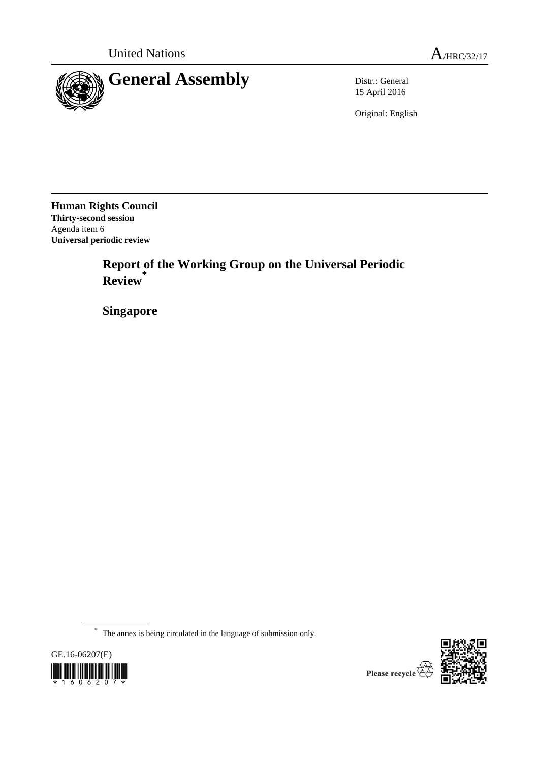United Nations A/HRC/32/17

# General Assembly

Distr.: General
15 April 2016

Original: English

**Human Rights Council**
**Thirty-second session**
Agenda item 6
**Universal periodic review**

## Report of the Working Group on the Universal Periodic Review*

## Singapore

\* The annex is being circulated in the language of submission only.

GE.16-06207(E)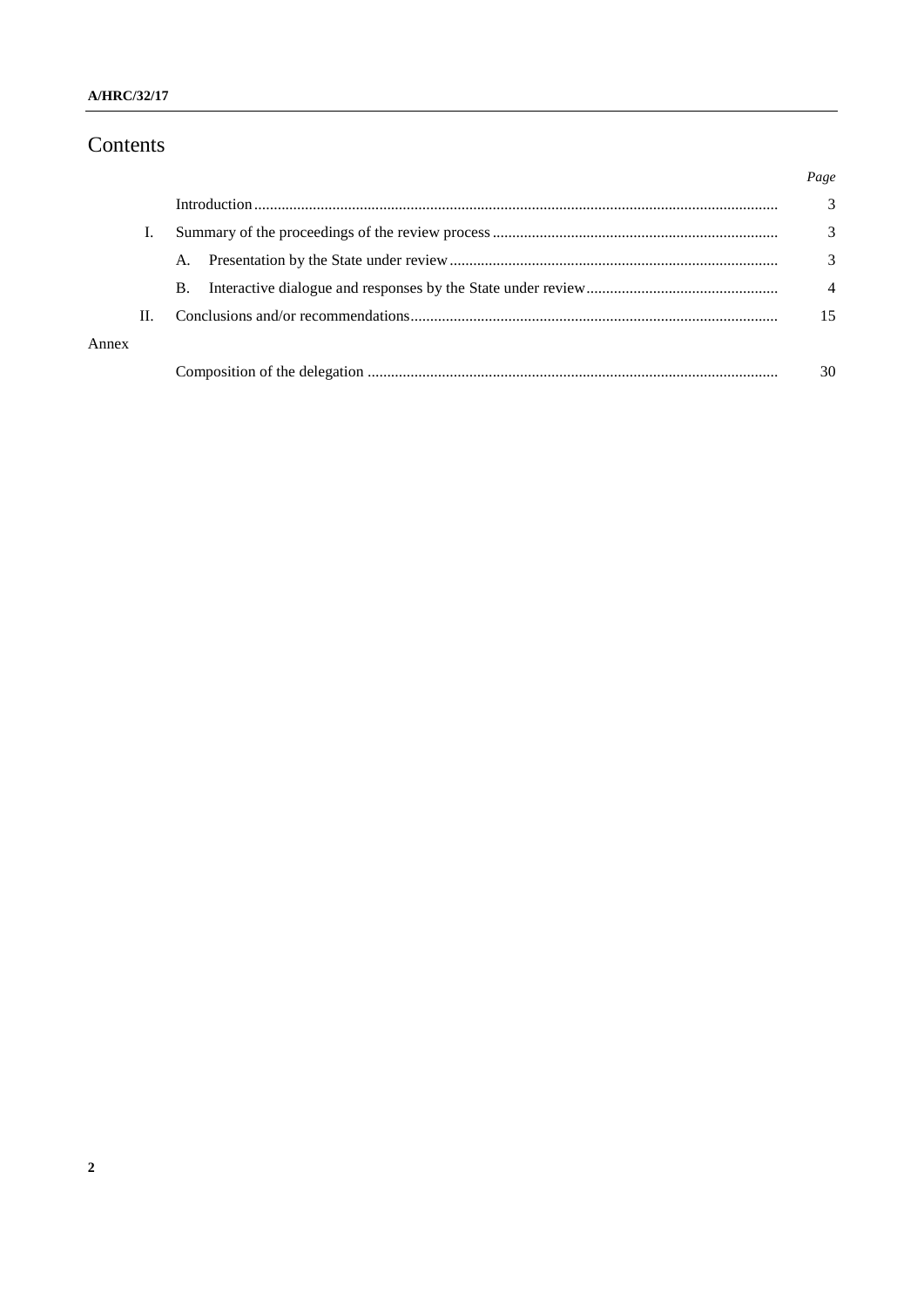# Contents

| | | Page |
|---|---|---|
| | Introduction | 3 |
| I. | Summary of the proceedings of the review process | 3 |
| | A. Presentation by the State under review | 3 |
| | B. Interactive dialogue and responses by the State under review | 4 |
| II. | Conclusions and/or recommendations | 15 |
| Annex | | |
| | Composition of the delegation | 30 |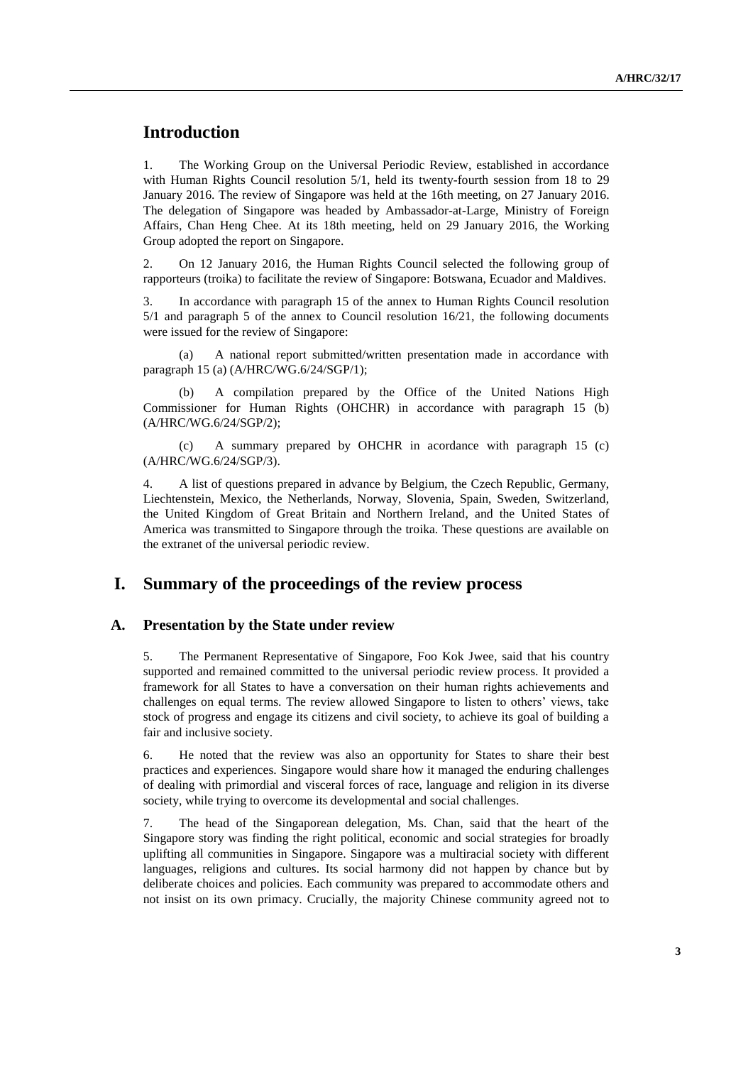# Introduction

1. The Working Group on the Universal Periodic Review, established in accordance with Human Rights Council resolution 5/1, held its twenty-fourth session from 18 to 29 January 2016. The review of Singapore was held at the 16th meeting, on 27 January 2016. The delegation of Singapore was headed by Ambassador-at-Large, Ministry of Foreign Affairs, Chan Heng Chee. At its 18th meeting, held on 29 January 2016, the Working Group adopted the report on Singapore.

2. On 12 January 2016, the Human Rights Council selected the following group of rapporteurs (troika) to facilitate the review of Singapore: Botswana, Ecuador and Maldives.

3. In accordance with paragraph 15 of the annex to Human Rights Council resolution 5/1 and paragraph 5 of the annex to Council resolution 16/21, the following documents were issued for the review of Singapore:

(a) A national report submitted/written presentation made in accordance with paragraph 15 (a) (A/HRC/WG.6/24/SGP/1);

(b) A compilation prepared by the Office of the United Nations High Commissioner for Human Rights (OHCHR) in accordance with paragraph 15 (b) (A/HRC/WG.6/24/SGP/2);

(c) A summary prepared by OHCHR in acordance with paragraph 15 (c) (A/HRC/WG.6/24/SGP/3).

4. A list of questions prepared in advance by Belgium, the Czech Republic, Germany, Liechtenstein, Mexico, the Netherlands, Norway, Slovenia, Spain, Sweden, Switzerland, the United Kingdom of Great Britain and Northern Ireland, and the United States of America was transmitted to Singapore through the troika. These questions are available on the extranet of the universal periodic review.

# I. Summary of the proceedings of the review process

## A. Presentation by the State under review

5. The Permanent Representative of Singapore, Foo Kok Jwee, said that his country supported and remained committed to the universal periodic review process. It provided a framework for all States to have a conversation on their human rights achievements and challenges on equal terms. The review allowed Singapore to listen to others' views, take stock of progress and engage its citizens and civil society, to achieve its goal of building a fair and inclusive society.

6. He noted that the review was also an opportunity for States to share their best practices and experiences. Singapore would share how it managed the enduring challenges of dealing with primordial and visceral forces of race, language and religion in its diverse society, while trying to overcome its developmental and social challenges.

7. The head of the Singaporean delegation, Ms. Chan, said that the heart of the Singapore story was finding the right political, economic and social strategies for broadly uplifting all communities in Singapore. Singapore was a multiracial society with different languages, religions and cultures. Its social harmony did not happen by chance but by deliberate choices and policies. Each community was prepared to accommodate others and not insist on its own primacy. Crucially, the majority Chinese community agreed not to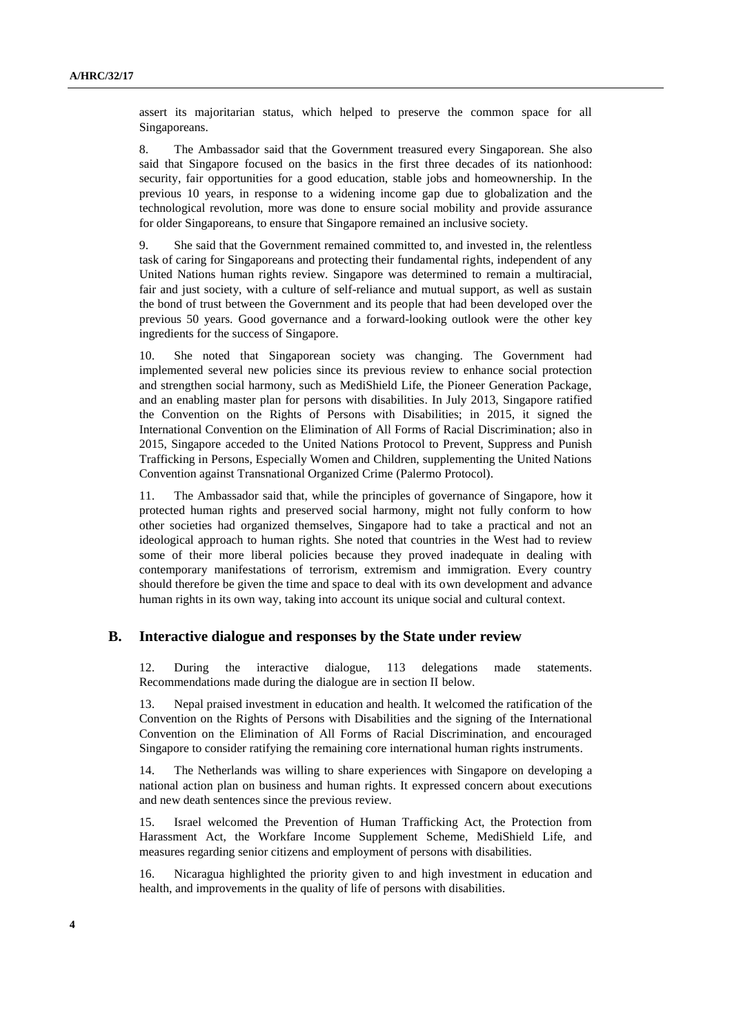assert its majoritarian status, which helped to preserve the common space for all Singaporeans.

8. The Ambassador said that the Government treasured every Singaporean. She also said that Singapore focused on the basics in the first three decades of its nationhood: security, fair opportunities for a good education, stable jobs and homeownership. In the previous 10 years, in response to a widening income gap due to globalization and the technological revolution, more was done to ensure social mobility and provide assurance for older Singaporeans, to ensure that Singapore remained an inclusive society.

9. She said that the Government remained committed to, and invested in, the relentless task of caring for Singaporeans and protecting their fundamental rights, independent of any United Nations human rights review. Singapore was determined to remain a multiracial, fair and just society, with a culture of self-reliance and mutual support, as well as sustain the bond of trust between the Government and its people that had been developed over the previous 50 years. Good governance and a forward-looking outlook were the other key ingredients for the success of Singapore.

10. She noted that Singaporean society was changing. The Government had implemented several new policies since its previous review to enhance social protection and strengthen social harmony, such as MediShield Life, the Pioneer Generation Package, and an enabling master plan for persons with disabilities. In July 2013, Singapore ratified the Convention on the Rights of Persons with Disabilities; in 2015, it signed the International Convention on the Elimination of All Forms of Racial Discrimination; also in 2015, Singapore acceded to the United Nations Protocol to Prevent, Suppress and Punish Trafficking in Persons, Especially Women and Children, supplementing the United Nations Convention against Transnational Organized Crime (Palermo Protocol).

11. The Ambassador said that, while the principles of governance of Singapore, how it protected human rights and preserved social harmony, might not fully conform to how other societies had organized themselves, Singapore had to take a practical and not an ideological approach to human rights. She noted that countries in the West had to review some of their more liberal policies because they proved inadequate in dealing with contemporary manifestations of terrorism, extremism and immigration. Every country should therefore be given the time and space to deal with its own development and advance human rights in its own way, taking into account its unique social and cultural context.

## B. Interactive dialogue and responses by the State under review

12. During the interactive dialogue, 113 delegations made statements. Recommendations made during the dialogue are in section II below.

13. Nepal praised investment in education and health. It welcomed the ratification of the Convention on the Rights of Persons with Disabilities and the signing of the International Convention on the Elimination of All Forms of Racial Discrimination, and encouraged Singapore to consider ratifying the remaining core international human rights instruments.

14. The Netherlands was willing to share experiences with Singapore on developing a national action plan on business and human rights. It expressed concern about executions and new death sentences since the previous review.

15. Israel welcomed the Prevention of Human Trafficking Act, the Protection from Harassment Act, the Workfare Income Supplement Scheme, MediShield Life, and measures regarding senior citizens and employment of persons with disabilities.

16. Nicaragua highlighted the priority given to and high investment in education and health, and improvements in the quality of life of persons with disabilities.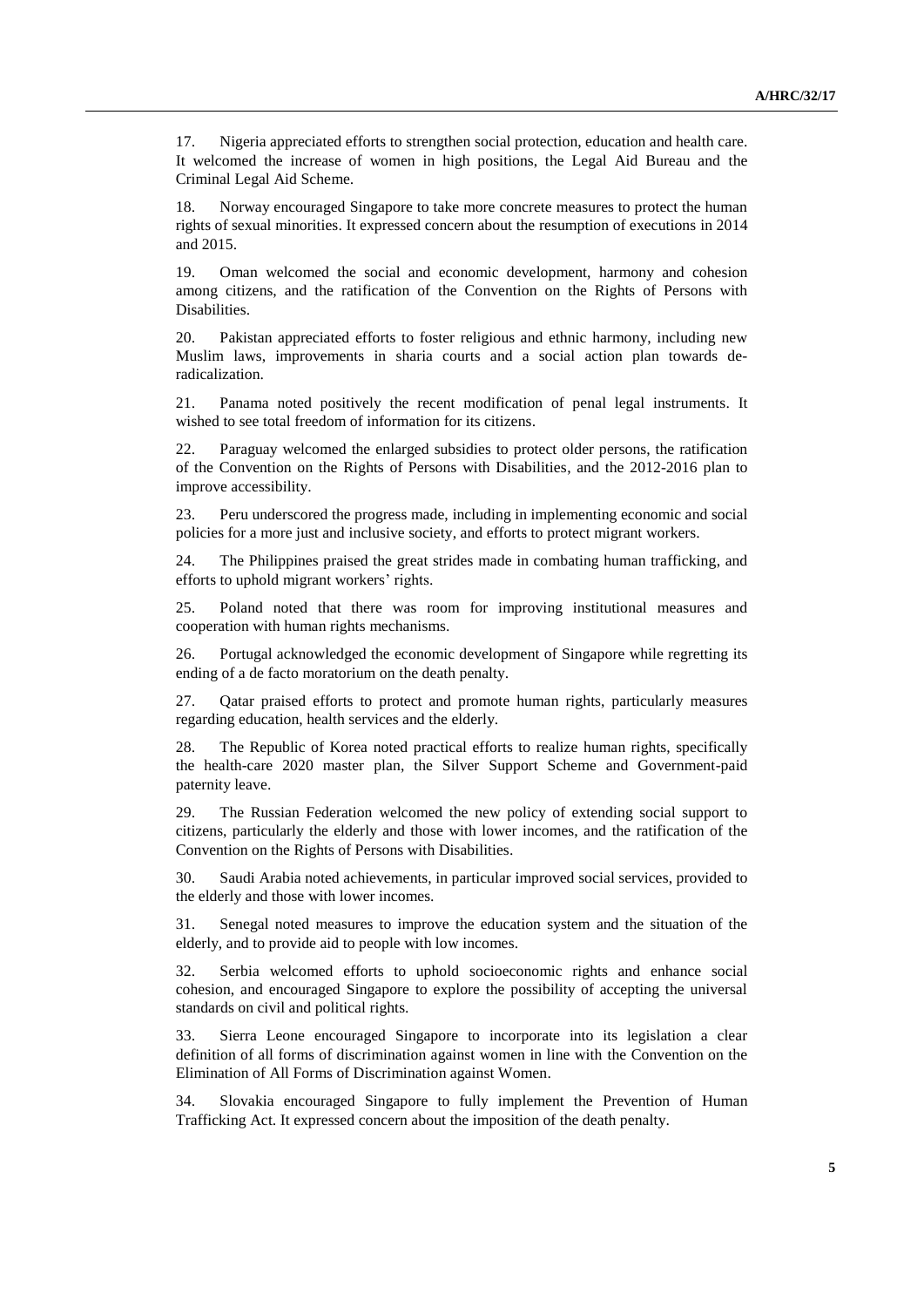17. Nigeria appreciated efforts to strengthen social protection, education and health care. It welcomed the increase of women in high positions, the Legal Aid Bureau and the Criminal Legal Aid Scheme.

18. Norway encouraged Singapore to take more concrete measures to protect the human rights of sexual minorities. It expressed concern about the resumption of executions in 2014 and 2015.

19. Oman welcomed the social and economic development, harmony and cohesion among citizens, and the ratification of the Convention on the Rights of Persons with Disabilities.

20. Pakistan appreciated efforts to foster religious and ethnic harmony, including new Muslim laws, improvements in sharia courts and a social action plan towards de-radicalization.

21. Panama noted positively the recent modification of penal legal instruments. It wished to see total freedom of information for its citizens.

22. Paraguay welcomed the enlarged subsidies to protect older persons, the ratification of the Convention on the Rights of Persons with Disabilities, and the 2012-2016 plan to improve accessibility.

23. Peru underscored the progress made, including in implementing economic and social policies for a more just and inclusive society, and efforts to protect migrant workers.

24. The Philippines praised the great strides made in combating human trafficking, and efforts to uphold migrant workers' rights.

25. Poland noted that there was room for improving institutional measures and cooperation with human rights mechanisms.

26. Portugal acknowledged the economic development of Singapore while regretting its ending of a de facto moratorium on the death penalty.

27. Qatar praised efforts to protect and promote human rights, particularly measures regarding education, health services and the elderly.

28. The Republic of Korea noted practical efforts to realize human rights, specifically the health-care 2020 master plan, the Silver Support Scheme and Government-paid paternity leave.

29. The Russian Federation welcomed the new policy of extending social support to citizens, particularly the elderly and those with lower incomes, and the ratification of the Convention on the Rights of Persons with Disabilities.

30. Saudi Arabia noted achievements, in particular improved social services, provided to the elderly and those with lower incomes.

31. Senegal noted measures to improve the education system and the situation of the elderly, and to provide aid to people with low incomes.

32. Serbia welcomed efforts to uphold socioeconomic rights and enhance social cohesion, and encouraged Singapore to explore the possibility of accepting the universal standards on civil and political rights.

33. Sierra Leone encouraged Singapore to incorporate into its legislation a clear definition of all forms of discrimination against women in line with the Convention on the Elimination of All Forms of Discrimination against Women.

34. Slovakia encouraged Singapore to fully implement the Prevention of Human Trafficking Act. It expressed concern about the imposition of the death penalty.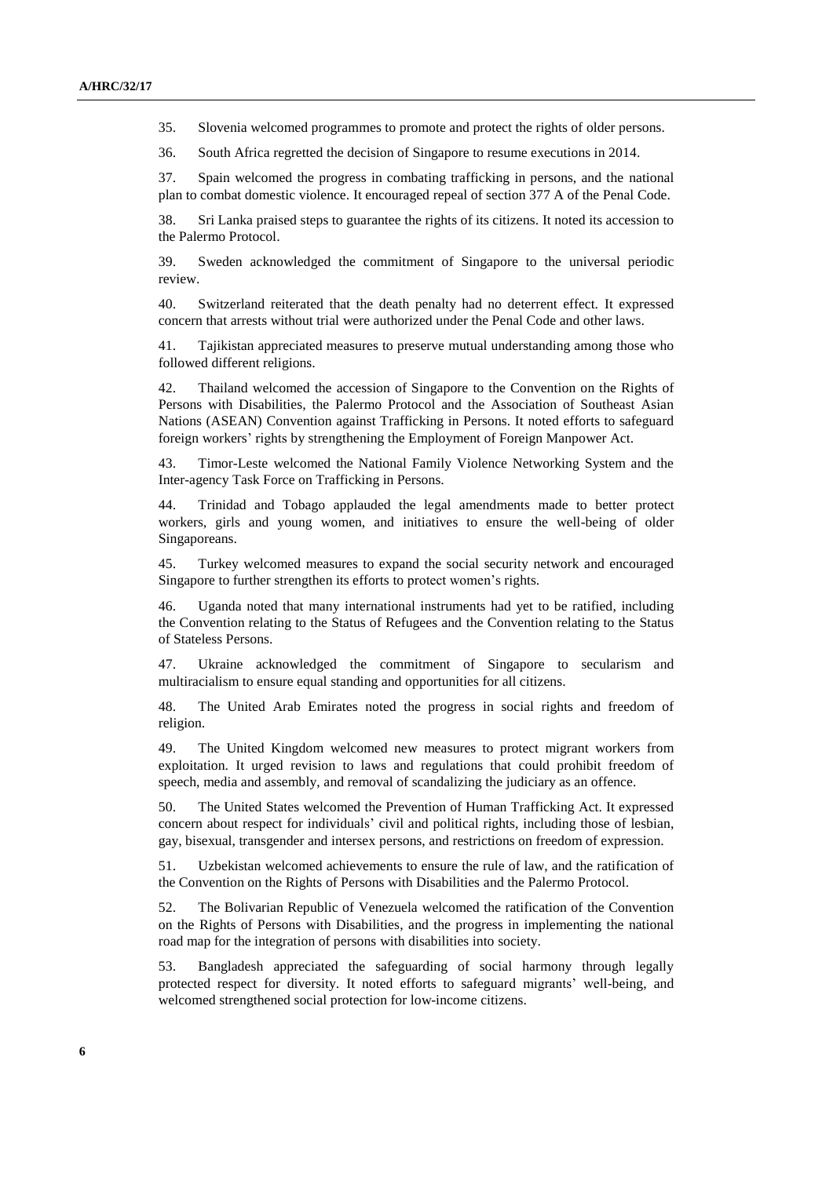35. Slovenia welcomed programmes to promote and protect the rights of older persons.

36. South Africa regretted the decision of Singapore to resume executions in 2014.

37. Spain welcomed the progress in combating trafficking in persons, and the national plan to combat domestic violence. It encouraged repeal of section 377 A of the Penal Code.

38. Sri Lanka praised steps to guarantee the rights of its citizens. It noted its accession to the Palermo Protocol.

39. Sweden acknowledged the commitment of Singapore to the universal periodic review.

40. Switzerland reiterated that the death penalty had no deterrent effect. It expressed concern that arrests without trial were authorized under the Penal Code and other laws.

41. Tajikistan appreciated measures to preserve mutual understanding among those who followed different religions.

42. Thailand welcomed the accession of Singapore to the Convention on the Rights of Persons with Disabilities, the Palermo Protocol and the Association of Southeast Asian Nations (ASEAN) Convention against Trafficking in Persons. It noted efforts to safeguard foreign workers' rights by strengthening the Employment of Foreign Manpower Act.

43. Timor-Leste welcomed the National Family Violence Networking System and the Inter-agency Task Force on Trafficking in Persons.

44. Trinidad and Tobago applauded the legal amendments made to better protect workers, girls and young women, and initiatives to ensure the well-being of older Singaporeans.

45. Turkey welcomed measures to expand the social security network and encouraged Singapore to further strengthen its efforts to protect women's rights.

46. Uganda noted that many international instruments had yet to be ratified, including the Convention relating to the Status of Refugees and the Convention relating to the Status of Stateless Persons.

47. Ukraine acknowledged the commitment of Singapore to secularism and multiracialism to ensure equal standing and opportunities for all citizens.

48. The United Arab Emirates noted the progress in social rights and freedom of religion.

49. The United Kingdom welcomed new measures to protect migrant workers from exploitation. It urged revision to laws and regulations that could prohibit freedom of speech, media and assembly, and removal of scandalizing the judiciary as an offence.

50. The United States welcomed the Prevention of Human Trafficking Act. It expressed concern about respect for individuals' civil and political rights, including those of lesbian, gay, bisexual, transgender and intersex persons, and restrictions on freedom of expression.

51. Uzbekistan welcomed achievements to ensure the rule of law, and the ratification of the Convention on the Rights of Persons with Disabilities and the Palermo Protocol.

52. The Bolivarian Republic of Venezuela welcomed the ratification of the Convention on the Rights of Persons with Disabilities, and the progress in implementing the national road map for the integration of persons with disabilities into society.

53. Bangladesh appreciated the safeguarding of social harmony through legally protected respect for diversity. It noted efforts to safeguard migrants' well-being, and welcomed strengthened social protection for low-income citizens.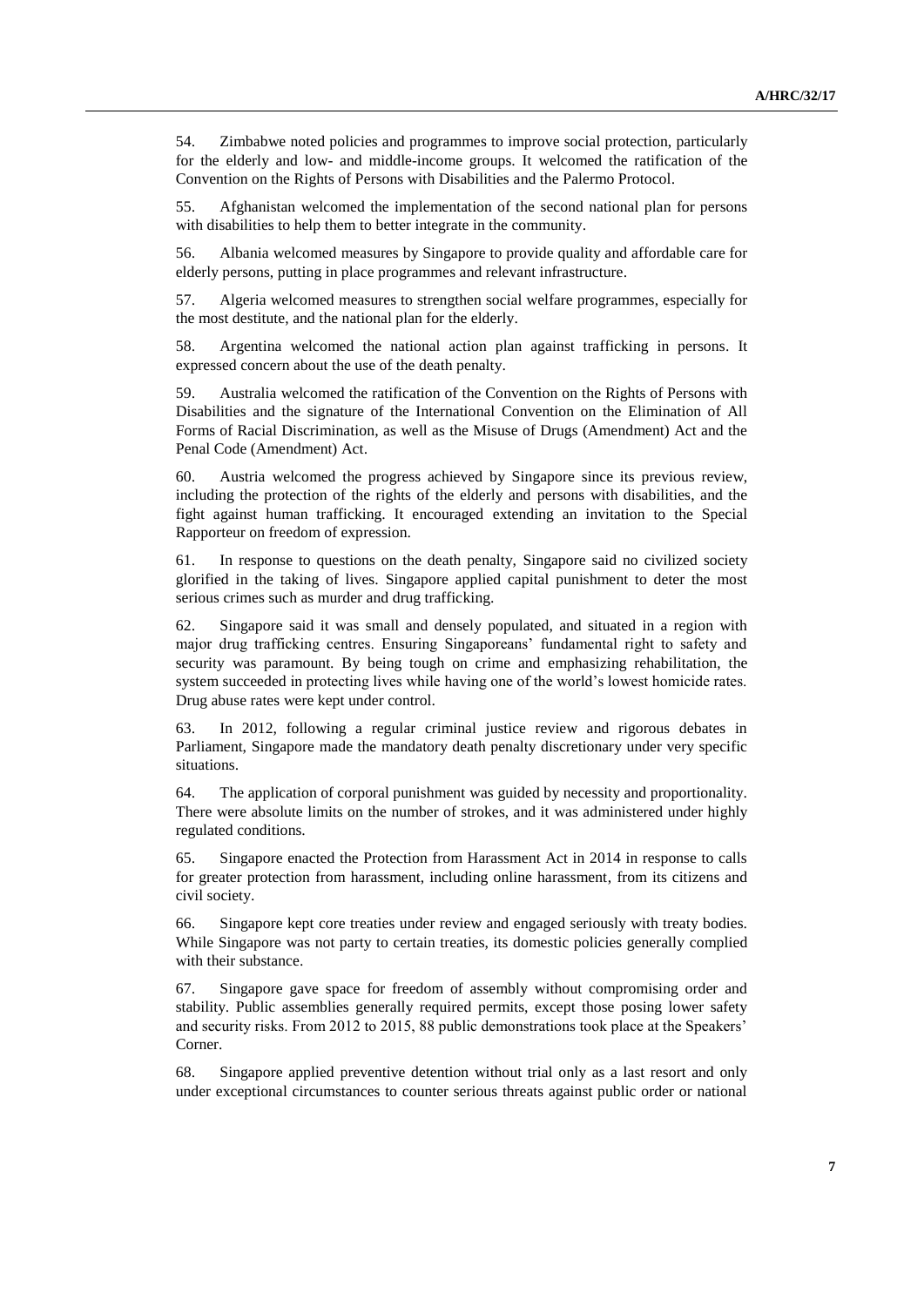54. Zimbabwe noted policies and programmes to improve social protection, particularly for the elderly and low- and middle-income groups. It welcomed the ratification of the Convention on the Rights of Persons with Disabilities and the Palermo Protocol.

55. Afghanistan welcomed the implementation of the second national plan for persons with disabilities to help them to better integrate in the community.

56. Albania welcomed measures by Singapore to provide quality and affordable care for elderly persons, putting in place programmes and relevant infrastructure.

57. Algeria welcomed measures to strengthen social welfare programmes, especially for the most destitute, and the national plan for the elderly.

58. Argentina welcomed the national action plan against trafficking in persons. It expressed concern about the use of the death penalty.

59. Australia welcomed the ratification of the Convention on the Rights of Persons with Disabilities and the signature of the International Convention on the Elimination of All Forms of Racial Discrimination, as well as the Misuse of Drugs (Amendment) Act and the Penal Code (Amendment) Act.

60. Austria welcomed the progress achieved by Singapore since its previous review, including the protection of the rights of the elderly and persons with disabilities, and the fight against human trafficking. It encouraged extending an invitation to the Special Rapporteur on freedom of expression.

61. In response to questions on the death penalty, Singapore said no civilized society glorified in the taking of lives. Singapore applied capital punishment to deter the most serious crimes such as murder and drug trafficking.

62. Singapore said it was small and densely populated, and situated in a region with major drug trafficking centres. Ensuring Singaporeans' fundamental right to safety and security was paramount. By being tough on crime and emphasizing rehabilitation, the system succeeded in protecting lives while having one of the world's lowest homicide rates. Drug abuse rates were kept under control.

63. In 2012, following a regular criminal justice review and rigorous debates in Parliament, Singapore made the mandatory death penalty discretionary under very specific situations.

64. The application of corporal punishment was guided by necessity and proportionality. There were absolute limits on the number of strokes, and it was administered under highly regulated conditions.

65. Singapore enacted the Protection from Harassment Act in 2014 in response to calls for greater protection from harassment, including online harassment, from its citizens and civil society.

66. Singapore kept core treaties under review and engaged seriously with treaty bodies. While Singapore was not party to certain treaties, its domestic policies generally complied with their substance.

67. Singapore gave space for freedom of assembly without compromising order and stability. Public assemblies generally required permits, except those posing lower safety and security risks. From 2012 to 2015, 88 public demonstrations took place at the Speakers' Corner.

68. Singapore applied preventive detention without trial only as a last resort and only under exceptional circumstances to counter serious threats against public order or national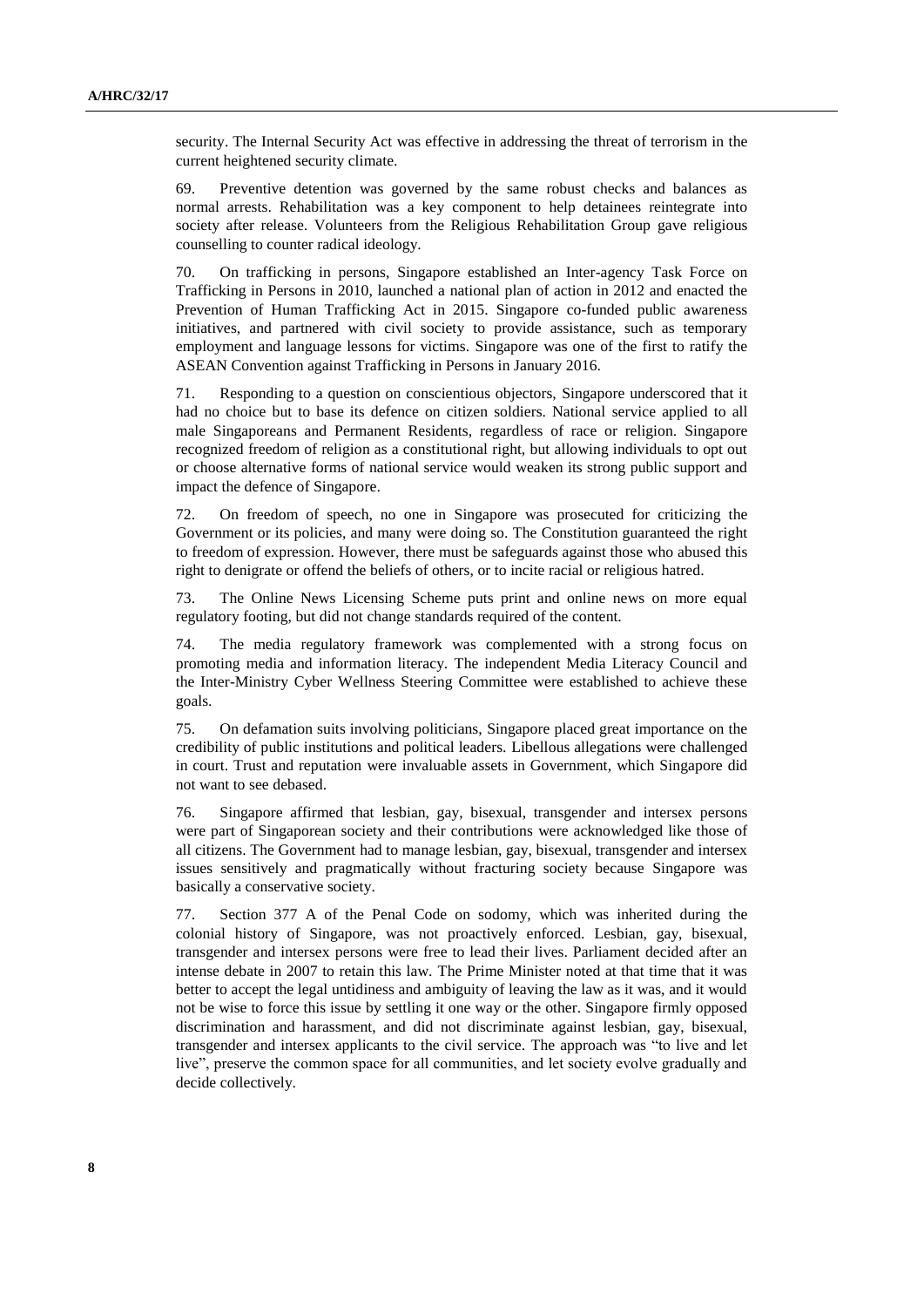security. The Internal Security Act was effective in addressing the threat of terrorism in the current heightened security climate.

69. Preventive detention was governed by the same robust checks and balances as normal arrests. Rehabilitation was a key component to help detainees reintegrate into society after release. Volunteers from the Religious Rehabilitation Group gave religious counselling to counter radical ideology.

70. On trafficking in persons, Singapore established an Inter-agency Task Force on Trafficking in Persons in 2010, launched a national plan of action in 2012 and enacted the Prevention of Human Trafficking Act in 2015. Singapore co-funded public awareness initiatives, and partnered with civil society to provide assistance, such as temporary employment and language lessons for victims. Singapore was one of the first to ratify the ASEAN Convention against Trafficking in Persons in January 2016.

71. Responding to a question on conscientious objectors, Singapore underscored that it had no choice but to base its defence on citizen soldiers. National service applied to all male Singaporeans and Permanent Residents, regardless of race or religion. Singapore recognized freedom of religion as a constitutional right, but allowing individuals to opt out or choose alternative forms of national service would weaken its strong public support and impact the defence of Singapore.

72. On freedom of speech, no one in Singapore was prosecuted for criticizing the Government or its policies, and many were doing so. The Constitution guaranteed the right to freedom of expression. However, there must be safeguards against those who abused this right to denigrate or offend the beliefs of others, or to incite racial or religious hatred.

73. The Online News Licensing Scheme puts print and online news on more equal regulatory footing, but did not change standards required of the content.

74. The media regulatory framework was complemented with a strong focus on promoting media and information literacy. The independent Media Literacy Council and the Inter-Ministry Cyber Wellness Steering Committee were established to achieve these goals.

75. On defamation suits involving politicians, Singapore placed great importance on the credibility of public institutions and political leaders. Libellous allegations were challenged in court. Trust and reputation were invaluable assets in Government, which Singapore did not want to see debased.

76. Singapore affirmed that lesbian, gay, bisexual, transgender and intersex persons were part of Singaporean society and their contributions were acknowledged like those of all citizens. The Government had to manage lesbian, gay, bisexual, transgender and intersex issues sensitively and pragmatically without fracturing society because Singapore was basically a conservative society.

77. Section 377 A of the Penal Code on sodomy, which was inherited during the colonial history of Singapore, was not proactively enforced. Lesbian, gay, bisexual, transgender and intersex persons were free to lead their lives. Parliament decided after an intense debate in 2007 to retain this law. The Prime Minister noted at that time that it was better to accept the legal untidiness and ambiguity of leaving the law as it was, and it would not be wise to force this issue by settling it one way or the other. Singapore firmly opposed discrimination and harassment, and did not discriminate against lesbian, gay, bisexual, transgender and intersex applicants to the civil service. The approach was "to live and let live", preserve the common space for all communities, and let society evolve gradually and decide collectively.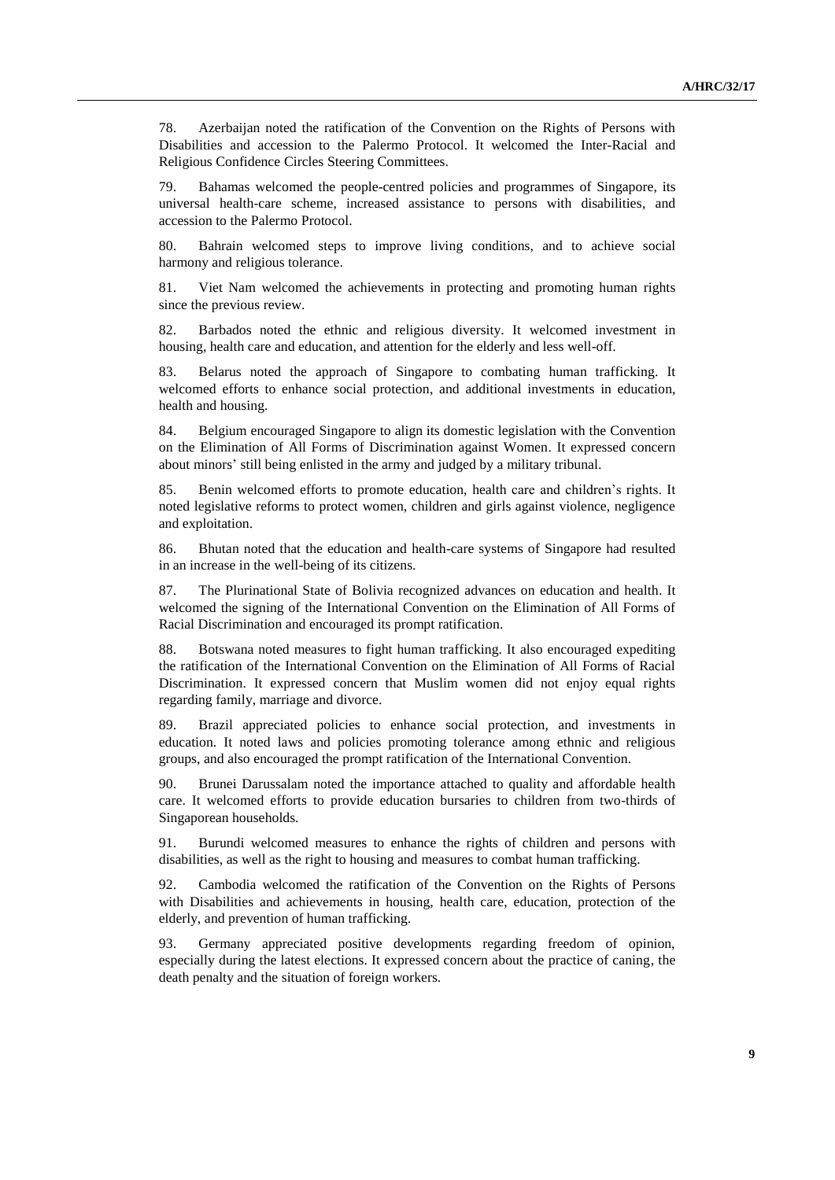78. Azerbaijan noted the ratification of the Convention on the Rights of Persons with Disabilities and accession to the Palermo Protocol. It welcomed the Inter-Racial and Religious Confidence Circles Steering Committees.

79. Bahamas welcomed the people-centred policies and programmes of Singapore, its universal health-care scheme, increased assistance to persons with disabilities, and accession to the Palermo Protocol.

80. Bahrain welcomed steps to improve living conditions, and to achieve social harmony and religious tolerance.

81. Viet Nam welcomed the achievements in protecting and promoting human rights since the previous review.

82. Barbados noted the ethnic and religious diversity. It welcomed investment in housing, health care and education, and attention for the elderly and less well-off.

83. Belarus noted the approach of Singapore to combating human trafficking. It welcomed efforts to enhance social protection, and additional investments in education, health and housing.

84. Belgium encouraged Singapore to align its domestic legislation with the Convention on the Elimination of All Forms of Discrimination against Women. It expressed concern about minors' still being enlisted in the army and judged by a military tribunal.

85. Benin welcomed efforts to promote education, health care and children's rights. It noted legislative reforms to protect women, children and girls against violence, negligence and exploitation.

86. Bhutan noted that the education and health-care systems of Singapore had resulted in an increase in the well-being of its citizens.

87. The Plurinational State of Bolivia recognized advances on education and health. It welcomed the signing of the International Convention on the Elimination of All Forms of Racial Discrimination and encouraged its prompt ratification.

88. Botswana noted measures to fight human trafficking. It also encouraged expediting the ratification of the International Convention on the Elimination of All Forms of Racial Discrimination. It expressed concern that Muslim women did not enjoy equal rights regarding family, marriage and divorce.

89. Brazil appreciated policies to enhance social protection, and investments in education. It noted laws and policies promoting tolerance among ethnic and religious groups, and also encouraged the prompt ratification of the International Convention.

90. Brunei Darussalam noted the importance attached to quality and affordable health care. It welcomed efforts to provide education bursaries to children from two-thirds of Singaporean households.

91. Burundi welcomed measures to enhance the rights of children and persons with disabilities, as well as the right to housing and measures to combat human trafficking.

92. Cambodia welcomed the ratification of the Convention on the Rights of Persons with Disabilities and achievements in housing, health care, education, protection of the elderly, and prevention of human trafficking.

93. Germany appreciated positive developments regarding freedom of opinion, especially during the latest elections. It expressed concern about the practice of caning, the death penalty and the situation of foreign workers.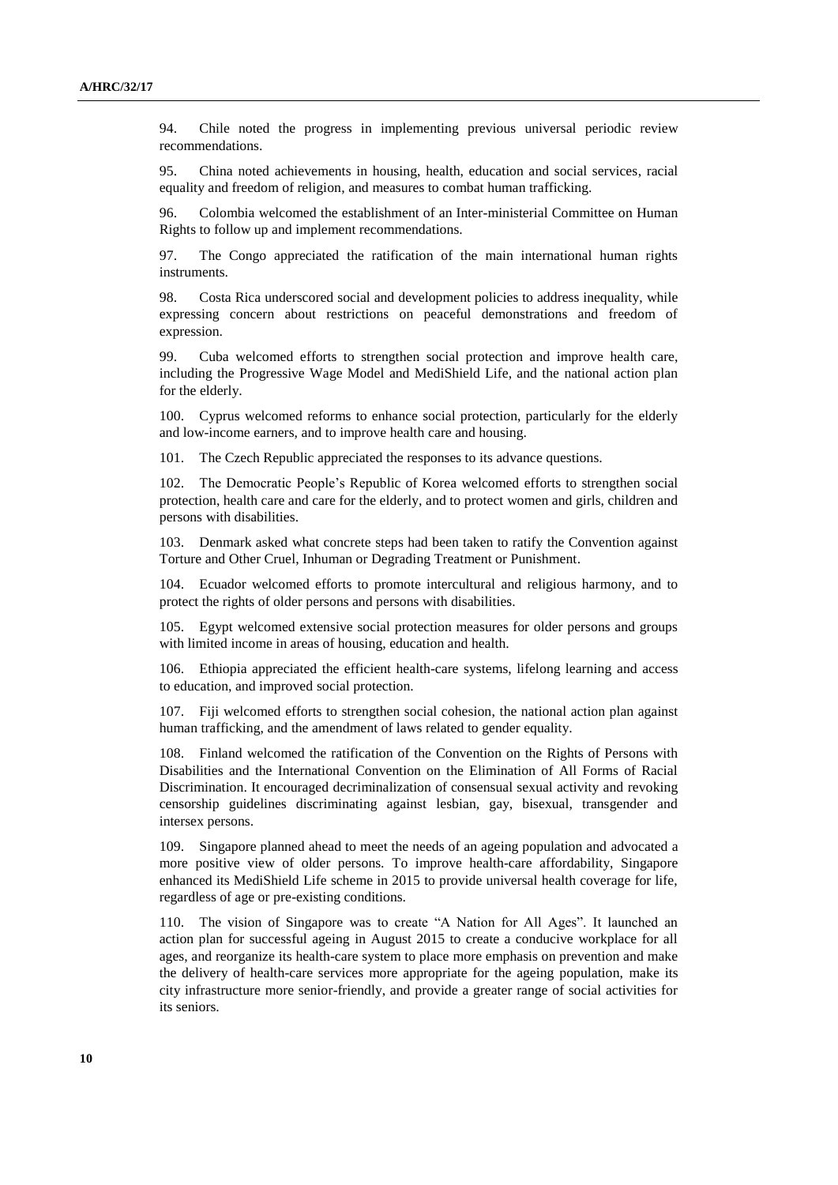94. Chile noted the progress in implementing previous universal periodic review recommendations.

95. China noted achievements in housing, health, education and social services, racial equality and freedom of religion, and measures to combat human trafficking.

96. Colombia welcomed the establishment of an Inter-ministerial Committee on Human Rights to follow up and implement recommendations.

97. The Congo appreciated the ratification of the main international human rights instruments.

98. Costa Rica underscored social and development policies to address inequality, while expressing concern about restrictions on peaceful demonstrations and freedom of expression.

99. Cuba welcomed efforts to strengthen social protection and improve health care, including the Progressive Wage Model and MediShield Life, and the national action plan for the elderly.

100. Cyprus welcomed reforms to enhance social protection, particularly for the elderly and low-income earners, and to improve health care and housing.

101. The Czech Republic appreciated the responses to its advance questions.

102. The Democratic People's Republic of Korea welcomed efforts to strengthen social protection, health care and care for the elderly, and to protect women and girls, children and persons with disabilities.

103. Denmark asked what concrete steps had been taken to ratify the Convention against Torture and Other Cruel, Inhuman or Degrading Treatment or Punishment.

104. Ecuador welcomed efforts to promote intercultural and religious harmony, and to protect the rights of older persons and persons with disabilities.

105. Egypt welcomed extensive social protection measures for older persons and groups with limited income in areas of housing, education and health.

106. Ethiopia appreciated the efficient health-care systems, lifelong learning and access to education, and improved social protection.

107. Fiji welcomed efforts to strengthen social cohesion, the national action plan against human trafficking, and the amendment of laws related to gender equality.

108. Finland welcomed the ratification of the Convention on the Rights of Persons with Disabilities and the International Convention on the Elimination of All Forms of Racial Discrimination. It encouraged decriminalization of consensual sexual activity and revoking censorship guidelines discriminating against lesbian, gay, bisexual, transgender and intersex persons.

109. Singapore planned ahead to meet the needs of an ageing population and advocated a more positive view of older persons. To improve health-care affordability, Singapore enhanced its MediShield Life scheme in 2015 to provide universal health coverage for life, regardless of age or pre-existing conditions.

110. The vision of Singapore was to create "A Nation for All Ages". It launched an action plan for successful ageing in August 2015 to create a conducive workplace for all ages, and reorganize its health-care system to place more emphasis on prevention and make the delivery of health-care services more appropriate for the ageing population, make its city infrastructure more senior-friendly, and provide a greater range of social activities for its seniors.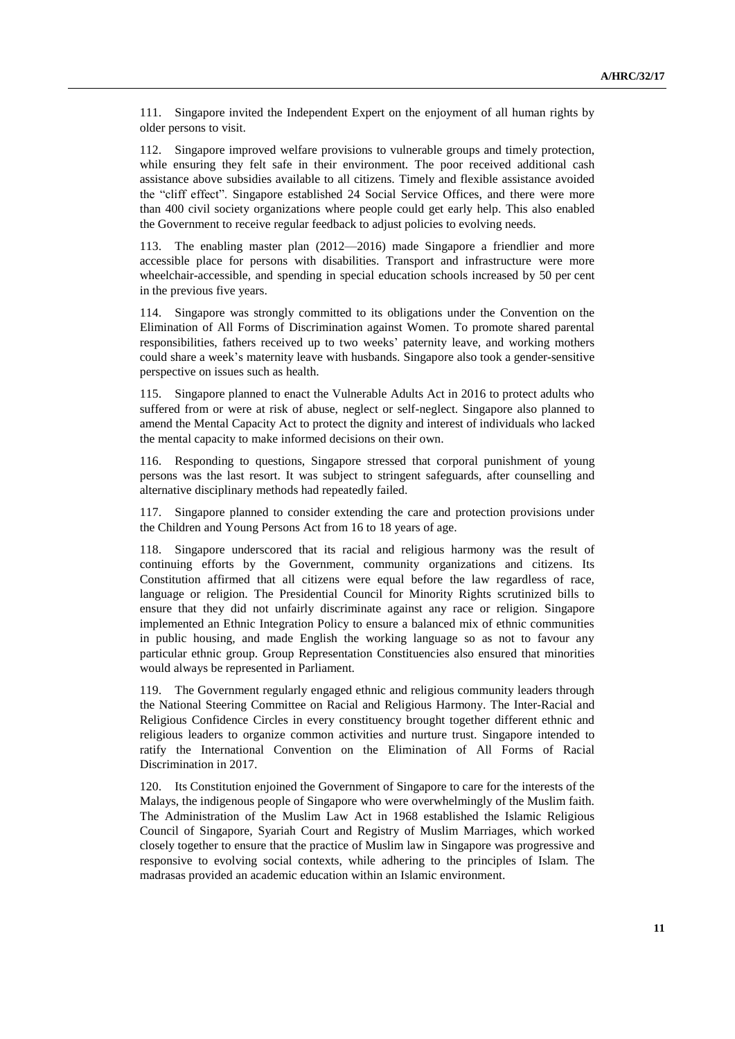111. Singapore invited the Independent Expert on the enjoyment of all human rights by older persons to visit.

112. Singapore improved welfare provisions to vulnerable groups and timely protection, while ensuring they felt safe in their environment. The poor received additional cash assistance above subsidies available to all citizens. Timely and flexible assistance avoided the "cliff effect". Singapore established 24 Social Service Offices, and there were more than 400 civil society organizations where people could get early help. This also enabled the Government to receive regular feedback to adjust policies to evolving needs.

113. The enabling master plan (2012—2016) made Singapore a friendlier and more accessible place for persons with disabilities. Transport and infrastructure were more wheelchair-accessible, and spending in special education schools increased by 50 per cent in the previous five years.

114. Singapore was strongly committed to its obligations under the Convention on the Elimination of All Forms of Discrimination against Women. To promote shared parental responsibilities, fathers received up to two weeks' paternity leave, and working mothers could share a week's maternity leave with husbands. Singapore also took a gender-sensitive perspective on issues such as health.

115. Singapore planned to enact the Vulnerable Adults Act in 2016 to protect adults who suffered from or were at risk of abuse, neglect or self-neglect. Singapore also planned to amend the Mental Capacity Act to protect the dignity and interest of individuals who lacked the mental capacity to make informed decisions on their own.

116. Responding to questions, Singapore stressed that corporal punishment of young persons was the last resort. It was subject to stringent safeguards, after counselling and alternative disciplinary methods had repeatedly failed.

117. Singapore planned to consider extending the care and protection provisions under the Children and Young Persons Act from 16 to 18 years of age.

118. Singapore underscored that its racial and religious harmony was the result of continuing efforts by the Government, community organizations and citizens. Its Constitution affirmed that all citizens were equal before the law regardless of race, language or religion. The Presidential Council for Minority Rights scrutinized bills to ensure that they did not unfairly discriminate against any race or religion. Singapore implemented an Ethnic Integration Policy to ensure a balanced mix of ethnic communities in public housing, and made English the working language so as not to favour any particular ethnic group. Group Representation Constituencies also ensured that minorities would always be represented in Parliament.

119. The Government regularly engaged ethnic and religious community leaders through the National Steering Committee on Racial and Religious Harmony. The Inter-Racial and Religious Confidence Circles in every constituency brought together different ethnic and religious leaders to organize common activities and nurture trust. Singapore intended to ratify the International Convention on the Elimination of All Forms of Racial Discrimination in 2017.

120. Its Constitution enjoined the Government of Singapore to care for the interests of the Malays, the indigenous people of Singapore who were overwhelmingly of the Muslim faith. The Administration of the Muslim Law Act in 1968 established the Islamic Religious Council of Singapore, Syariah Court and Registry of Muslim Marriages, which worked closely together to ensure that the practice of Muslim law in Singapore was progressive and responsive to evolving social contexts, while adhering to the principles of Islam. The madrasas provided an academic education within an Islamic environment.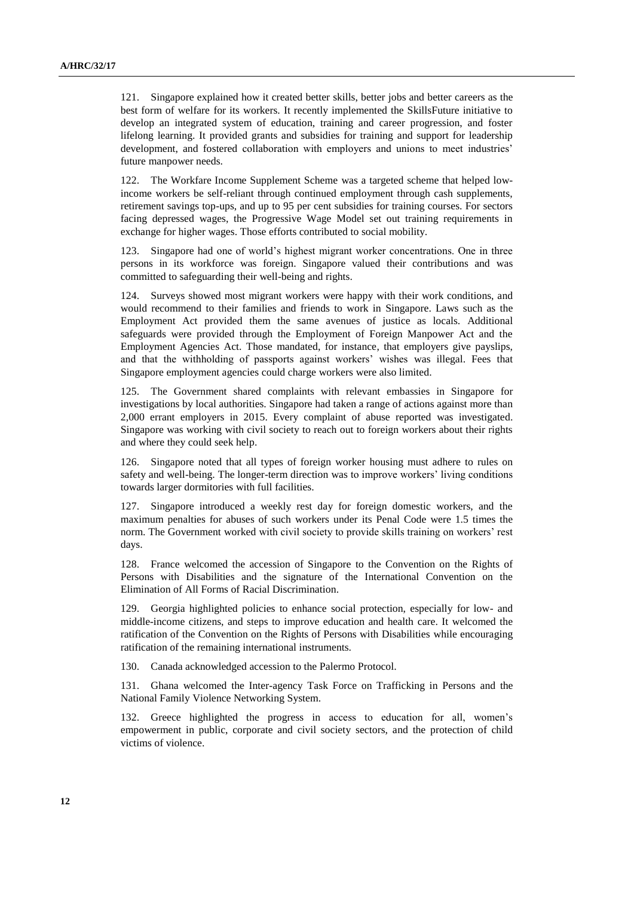121. Singapore explained how it created better skills, better jobs and better careers as the best form of welfare for its workers. It recently implemented the SkillsFuture initiative to develop an integrated system of education, training and career progression, and foster lifelong learning. It provided grants and subsidies for training and support for leadership development, and fostered collaboration with employers and unions to meet industries' future manpower needs.

122. The Workfare Income Supplement Scheme was a targeted scheme that helped low-income workers be self-reliant through continued employment through cash supplements, retirement savings top-ups, and up to 95 per cent subsidies for training courses. For sectors facing depressed wages, the Progressive Wage Model set out training requirements in exchange for higher wages. Those efforts contributed to social mobility.

123. Singapore had one of world's highest migrant worker concentrations. One in three persons in its workforce was foreign. Singapore valued their contributions and was committed to safeguarding their well-being and rights.

124. Surveys showed most migrant workers were happy with their work conditions, and would recommend to their families and friends to work in Singapore. Laws such as the Employment Act provided them the same avenues of justice as locals. Additional safeguards were provided through the Employment of Foreign Manpower Act and the Employment Agencies Act. Those mandated, for instance, that employers give payslips, and that the withholding of passports against workers' wishes was illegal. Fees that Singapore employment agencies could charge workers were also limited.

125. The Government shared complaints with relevant embassies in Singapore for investigations by local authorities. Singapore had taken a range of actions against more than 2,000 errant employers in 2015. Every complaint of abuse reported was investigated. Singapore was working with civil society to reach out to foreign workers about their rights and where they could seek help.

126. Singapore noted that all types of foreign worker housing must adhere to rules on safety and well-being. The longer-term direction was to improve workers' living conditions towards larger dormitories with full facilities.

127. Singapore introduced a weekly rest day for foreign domestic workers, and the maximum penalties for abuses of such workers under its Penal Code were 1.5 times the norm. The Government worked with civil society to provide skills training on workers' rest days.

128. France welcomed the accession of Singapore to the Convention on the Rights of Persons with Disabilities and the signature of the International Convention on the Elimination of All Forms of Racial Discrimination.

129. Georgia highlighted policies to enhance social protection, especially for low- and middle-income citizens, and steps to improve education and health care. It welcomed the ratification of the Convention on the Rights of Persons with Disabilities while encouraging ratification of the remaining international instruments.

130. Canada acknowledged accession to the Palermo Protocol.

131. Ghana welcomed the Inter-agency Task Force on Trafficking in Persons and the National Family Violence Networking System.

132. Greece highlighted the progress in access to education for all, women's empowerment in public, corporate and civil society sectors, and the protection of child victims of violence.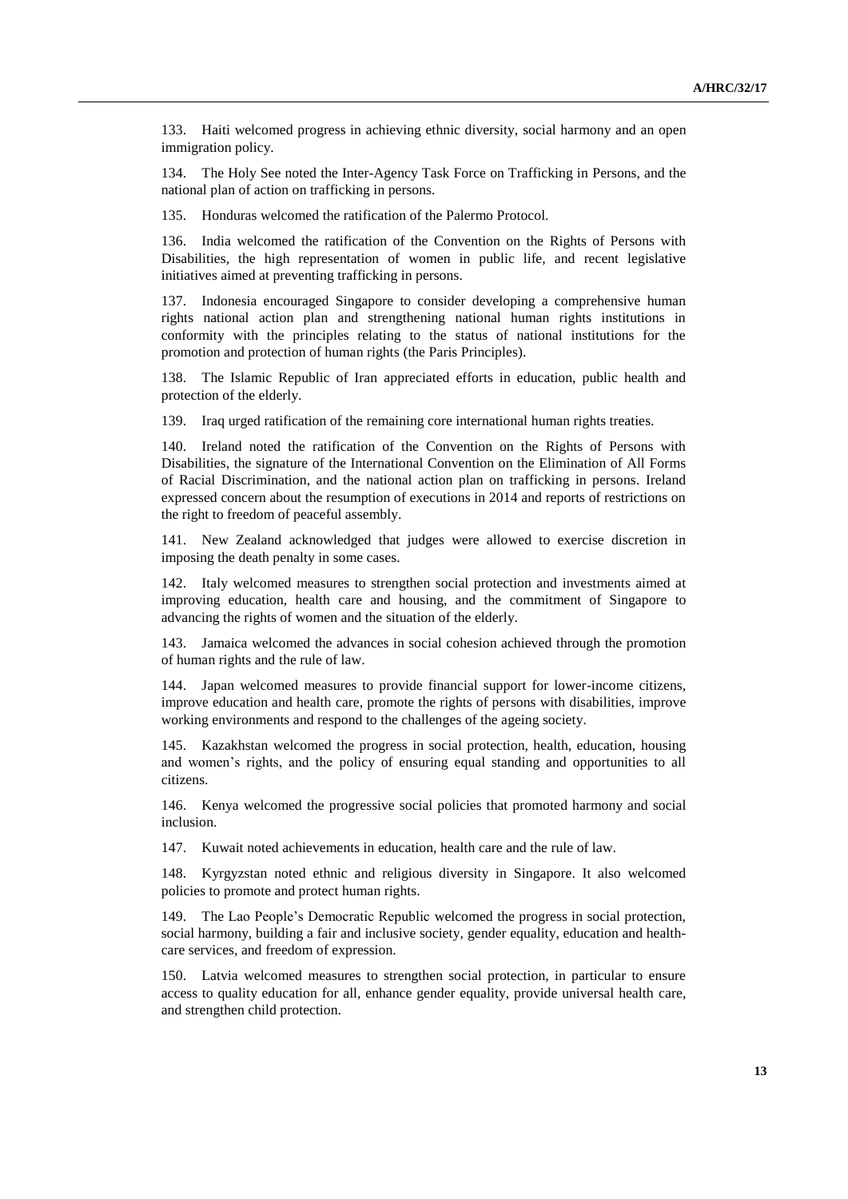133. Haiti welcomed progress in achieving ethnic diversity, social harmony and an open immigration policy.

134. The Holy See noted the Inter-Agency Task Force on Trafficking in Persons, and the national plan of action on trafficking in persons.

135. Honduras welcomed the ratification of the Palermo Protocol.

136. India welcomed the ratification of the Convention on the Rights of Persons with Disabilities, the high representation of women in public life, and recent legislative initiatives aimed at preventing trafficking in persons.

137. Indonesia encouraged Singapore to consider developing a comprehensive human rights national action plan and strengthening national human rights institutions in conformity with the principles relating to the status of national institutions for the promotion and protection of human rights (the Paris Principles).

138. The Islamic Republic of Iran appreciated efforts in education, public health and protection of the elderly.

139. Iraq urged ratification of the remaining core international human rights treaties.

140. Ireland noted the ratification of the Convention on the Rights of Persons with Disabilities, the signature of the International Convention on the Elimination of All Forms of Racial Discrimination, and the national action plan on trafficking in persons. Ireland expressed concern about the resumption of executions in 2014 and reports of restrictions on the right to freedom of peaceful assembly.

141. New Zealand acknowledged that judges were allowed to exercise discretion in imposing the death penalty in some cases.

142. Italy welcomed measures to strengthen social protection and investments aimed at improving education, health care and housing, and the commitment of Singapore to advancing the rights of women and the situation of the elderly.

143. Jamaica welcomed the advances in social cohesion achieved through the promotion of human rights and the rule of law.

144. Japan welcomed measures to provide financial support for lower-income citizens, improve education and health care, promote the rights of persons with disabilities, improve working environments and respond to the challenges of the ageing society.

145. Kazakhstan welcomed the progress in social protection, health, education, housing and women's rights, and the policy of ensuring equal standing and opportunities to all citizens.

146. Kenya welcomed the progressive social policies that promoted harmony and social inclusion.

147. Kuwait noted achievements in education, health care and the rule of law.

148. Kyrgyzstan noted ethnic and religious diversity in Singapore. It also welcomed policies to promote and protect human rights.

149. The Lao People's Democratic Republic welcomed the progress in social protection, social harmony, building a fair and inclusive society, gender equality, education and health-care services, and freedom of expression.

150. Latvia welcomed measures to strengthen social protection, in particular to ensure access to quality education for all, enhance gender equality, provide universal health care, and strengthen child protection.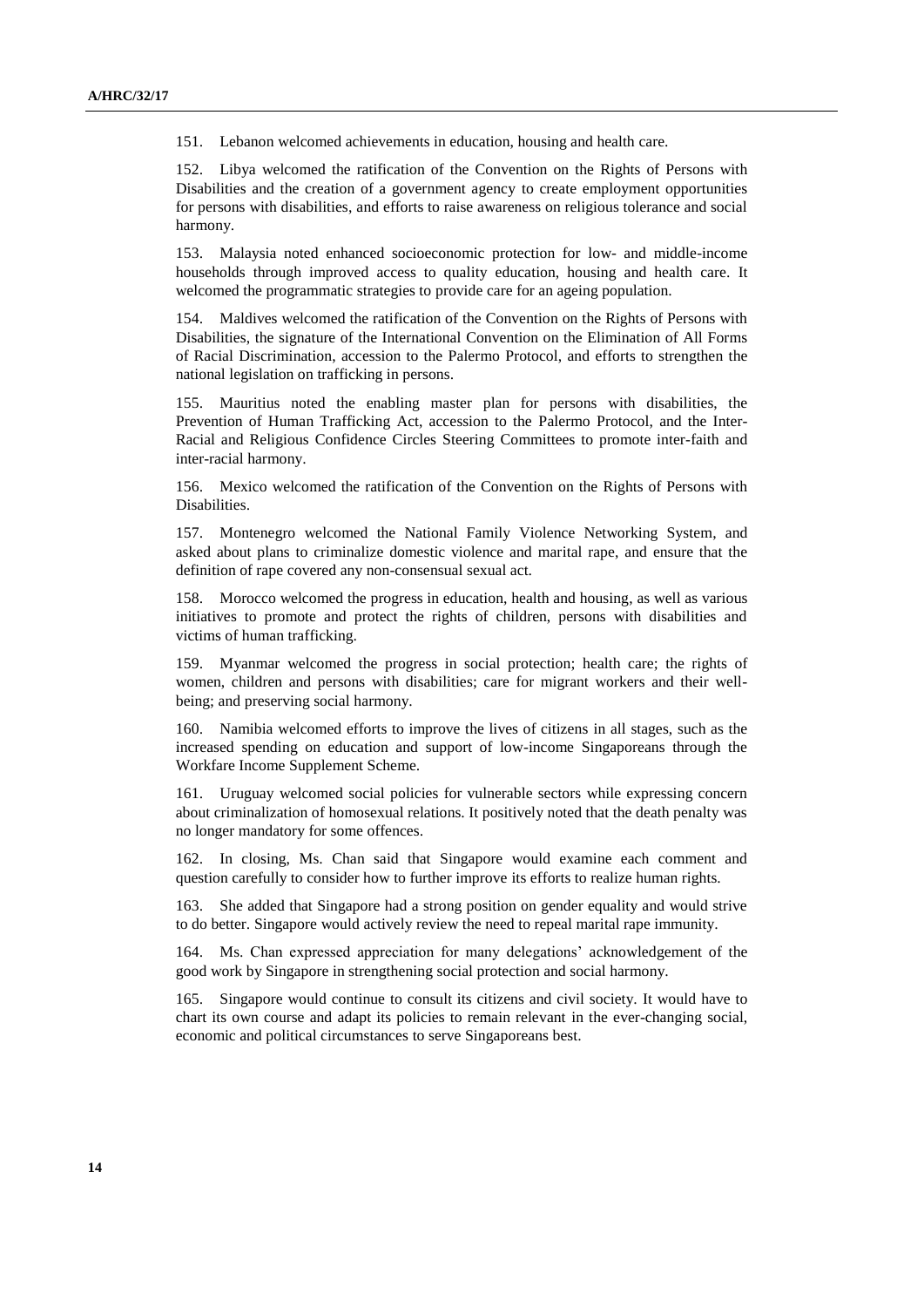151. Lebanon welcomed achievements in education, housing and health care.

152. Libya welcomed the ratification of the Convention on the Rights of Persons with Disabilities and the creation of a government agency to create employment opportunities for persons with disabilities, and efforts to raise awareness on religious tolerance and social harmony.

153. Malaysia noted enhanced socioeconomic protection for low- and middle-income households through improved access to quality education, housing and health care. It welcomed the programmatic strategies to provide care for an ageing population.

154. Maldives welcomed the ratification of the Convention on the Rights of Persons with Disabilities, the signature of the International Convention on the Elimination of All Forms of Racial Discrimination, accession to the Palermo Protocol, and efforts to strengthen the national legislation on trafficking in persons.

155. Mauritius noted the enabling master plan for persons with disabilities, the Prevention of Human Trafficking Act, accession to the Palermo Protocol, and the Inter-Racial and Religious Confidence Circles Steering Committees to promote inter-faith and inter-racial harmony.

156. Mexico welcomed the ratification of the Convention on the Rights of Persons with Disabilities.

157. Montenegro welcomed the National Family Violence Networking System, and asked about plans to criminalize domestic violence and marital rape, and ensure that the definition of rape covered any non-consensual sexual act.

158. Morocco welcomed the progress in education, health and housing, as well as various initiatives to promote and protect the rights of children, persons with disabilities and victims of human trafficking.

159. Myanmar welcomed the progress in social protection; health care; the rights of women, children and persons with disabilities; care for migrant workers and their well-being; and preserving social harmony.

160. Namibia welcomed efforts to improve the lives of citizens in all stages, such as the increased spending on education and support of low-income Singaporeans through the Workfare Income Supplement Scheme.

161. Uruguay welcomed social policies for vulnerable sectors while expressing concern about criminalization of homosexual relations. It positively noted that the death penalty was no longer mandatory for some offences.

162. In closing, Ms. Chan said that Singapore would examine each comment and question carefully to consider how to further improve its efforts to realize human rights.

163. She added that Singapore had a strong position on gender equality and would strive to do better. Singapore would actively review the need to repeal marital rape immunity.

164. Ms. Chan expressed appreciation for many delegations' acknowledgement of the good work by Singapore in strengthening social protection and social harmony.

165. Singapore would continue to consult its citizens and civil society. It would have to chart its own course and adapt its policies to remain relevant in the ever-changing social, economic and political circumstances to serve Singaporeans best.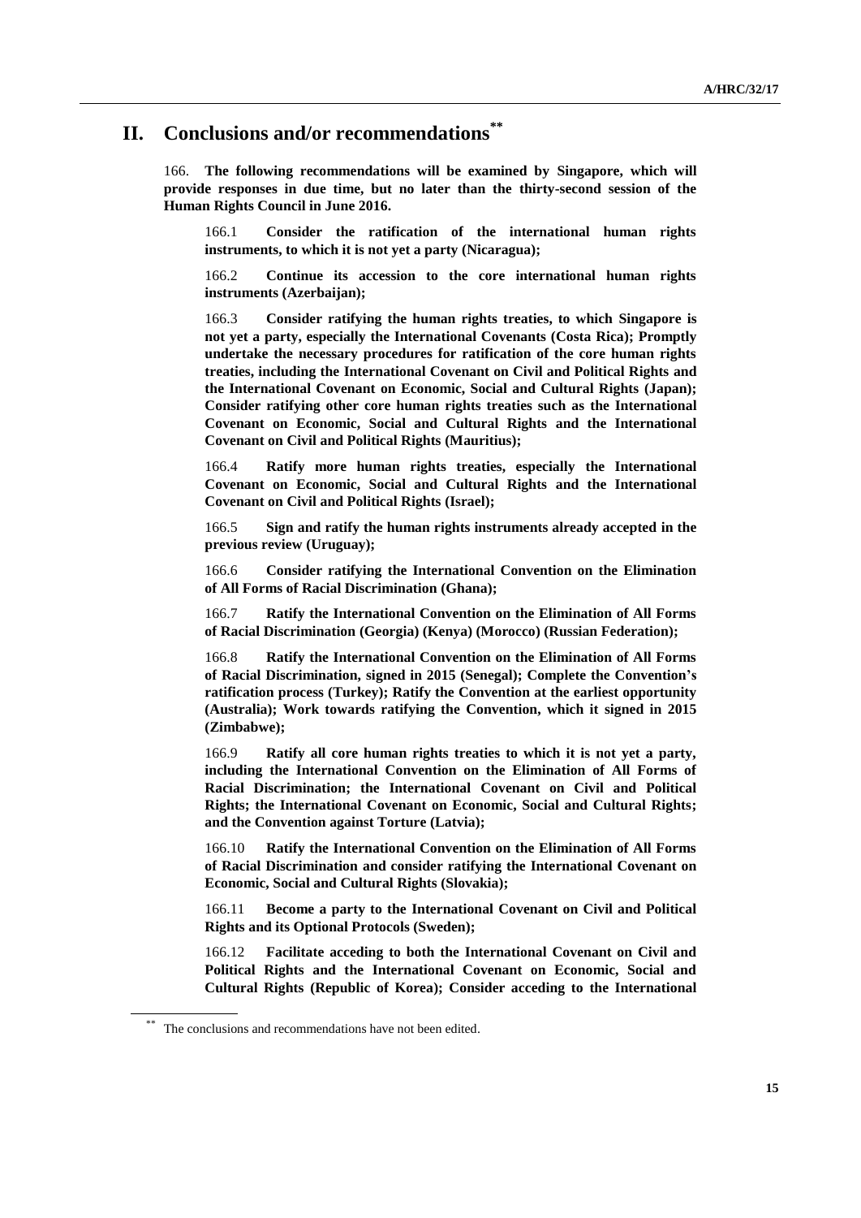## II. Conclusions and/or recommendations**

166. **The following recommendations will be examined by Singapore, which will provide responses in due time, but no later than the thirty-second session of the Human Rights Council in June 2016.**

166.1 **Consider the ratification of the international human rights instruments, to which it is not yet a party (Nicaragua);**

166.2 **Continue its accession to the core international human rights instruments (Azerbaijan);**

166.3 **Consider ratifying the human rights treaties, to which Singapore is not yet a party, especially the International Covenants (Costa Rica); Promptly undertake the necessary procedures for ratification of the core human rights treaties, including the International Covenant on Civil and Political Rights and the International Covenant on Economic, Social and Cultural Rights (Japan); Consider ratifying other core human rights treaties such as the International Covenant on Economic, Social and Cultural Rights and the International Covenant on Civil and Political Rights (Mauritius);**

166.4 **Ratify more human rights treaties, especially the International Covenant on Economic, Social and Cultural Rights and the International Covenant on Civil and Political Rights (Israel);**

166.5 **Sign and ratify the human rights instruments already accepted in the previous review (Uruguay);**

166.6 **Consider ratifying the International Convention on the Elimination of All Forms of Racial Discrimination (Ghana);**

166.7 **Ratify the International Convention on the Elimination of All Forms of Racial Discrimination (Georgia) (Kenya) (Morocco) (Russian Federation);**

166.8 **Ratify the International Convention on the Elimination of All Forms of Racial Discrimination, signed in 2015 (Senegal); Complete the Convention's ratification process (Turkey); Ratify the Convention at the earliest opportunity (Australia); Work towards ratifying the Convention, which it signed in 2015 (Zimbabwe);**

166.9 **Ratify all core human rights treaties to which it is not yet a party, including the International Convention on the Elimination of All Forms of Racial Discrimination; the International Covenant on Civil and Political Rights; the International Covenant on Economic, Social and Cultural Rights; and the Convention against Torture (Latvia);**

166.10 **Ratify the International Convention on the Elimination of All Forms of Racial Discrimination and consider ratifying the International Covenant on Economic, Social and Cultural Rights (Slovakia);**

166.11 **Become a party to the International Covenant on Civil and Political Rights and its Optional Protocols (Sweden);**

166.12 **Facilitate acceding to both the International Covenant on Civil and Political Rights and the International Covenant on Economic, Social and Cultural Rights (Republic of Korea); Consider acceding to the International**

** The conclusions and recommendations have not been edited.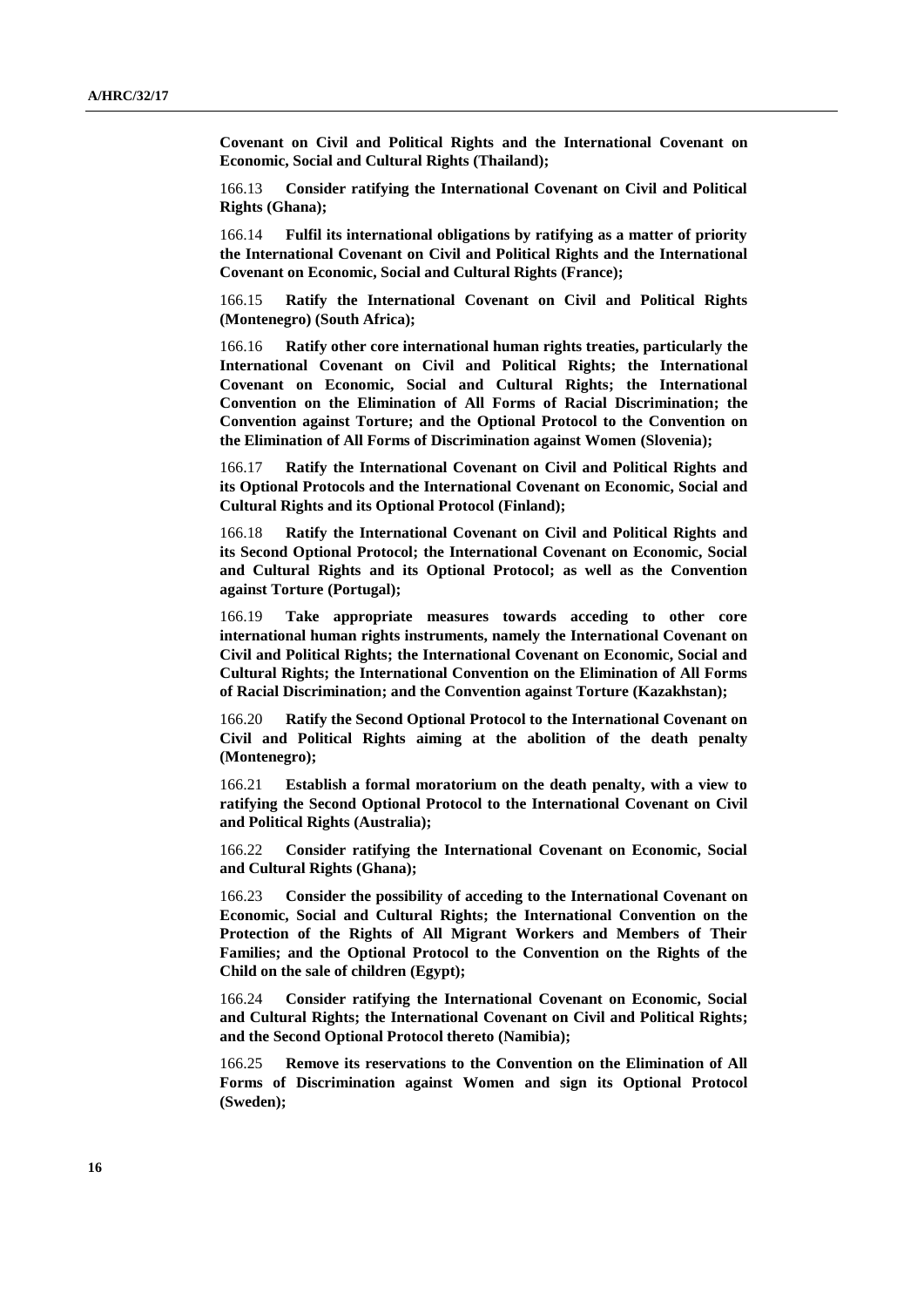**Covenant on Civil and Political Rights and the International Covenant on Economic, Social and Cultural Rights (Thailand);**

166.13 **Consider ratifying the International Covenant on Civil and Political Rights (Ghana);**

166.14 **Fulfil its international obligations by ratifying as a matter of priority the International Covenant on Civil and Political Rights and the International Covenant on Economic, Social and Cultural Rights (France);**

166.15 **Ratify the International Covenant on Civil and Political Rights (Montenegro) (South Africa);**

166.16 **Ratify other core international human rights treaties, particularly the International Covenant on Civil and Political Rights; the International Covenant on Economic, Social and Cultural Rights; the International Convention on the Elimination of All Forms of Racial Discrimination; the Convention against Torture; and the Optional Protocol to the Convention on the Elimination of All Forms of Discrimination against Women (Slovenia);**

166.17 **Ratify the International Covenant on Civil and Political Rights and its Optional Protocols and the International Covenant on Economic, Social and Cultural Rights and its Optional Protocol (Finland);**

166.18 **Ratify the International Covenant on Civil and Political Rights and its Second Optional Protocol; the International Covenant on Economic, Social and Cultural Rights and its Optional Protocol; as well as the Convention against Torture (Portugal);**

166.19 **Take appropriate measures towards acceding to other core international human rights instruments, namely the International Covenant on Civil and Political Rights; the International Covenant on Economic, Social and Cultural Rights; the International Convention on the Elimination of All Forms of Racial Discrimination; and the Convention against Torture (Kazakhstan);**

166.20 **Ratify the Second Optional Protocol to the International Covenant on Civil and Political Rights aiming at the abolition of the death penalty (Montenegro);**

166.21 **Establish a formal moratorium on the death penalty, with a view to ratifying the Second Optional Protocol to the International Covenant on Civil and Political Rights (Australia);**

166.22 **Consider ratifying the International Covenant on Economic, Social and Cultural Rights (Ghana);**

166.23 **Consider the possibility of acceding to the International Covenant on Economic, Social and Cultural Rights; the International Convention on the Protection of the Rights of All Migrant Workers and Members of Their Families; and the Optional Protocol to the Convention on the Rights of the Child on the sale of children (Egypt);**

166.24 **Consider ratifying the International Covenant on Economic, Social and Cultural Rights; the International Covenant on Civil and Political Rights; and the Second Optional Protocol thereto (Namibia);**

166.25 **Remove its reservations to the Convention on the Elimination of All Forms of Discrimination against Women and sign its Optional Protocol (Sweden);**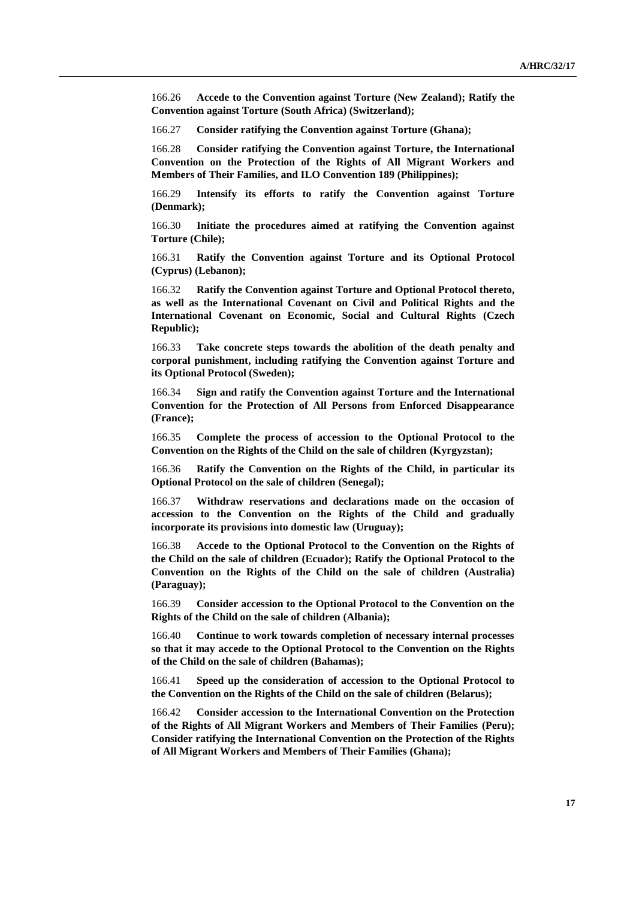166.26 **Accede to the Convention against Torture (New Zealand); Ratify the Convention against Torture (South Africa) (Switzerland);**

166.27 **Consider ratifying the Convention against Torture (Ghana);**

166.28 **Consider ratifying the Convention against Torture, the International Convention on the Protection of the Rights of All Migrant Workers and Members of Their Families, and ILO Convention 189 (Philippines);**

166.29 **Intensify its efforts to ratify the Convention against Torture (Denmark);**

166.30 **Initiate the procedures aimed at ratifying the Convention against Torture (Chile);**

166.31 **Ratify the Convention against Torture and its Optional Protocol (Cyprus) (Lebanon);**

166.32 **Ratify the Convention against Torture and Optional Protocol thereto, as well as the International Covenant on Civil and Political Rights and the International Covenant on Economic, Social and Cultural Rights (Czech Republic);**

166.33 **Take concrete steps towards the abolition of the death penalty and corporal punishment, including ratifying the Convention against Torture and its Optional Protocol (Sweden);**

166.34 **Sign and ratify the Convention against Torture and the International Convention for the Protection of All Persons from Enforced Disappearance (France);**

166.35 **Complete the process of accession to the Optional Protocol to the Convention on the Rights of the Child on the sale of children (Kyrgyzstan);**

166.36 **Ratify the Convention on the Rights of the Child, in particular its Optional Protocol on the sale of children (Senegal);**

166.37 **Withdraw reservations and declarations made on the occasion of accession to the Convention on the Rights of the Child and gradually incorporate its provisions into domestic law (Uruguay);**

166.38 **Accede to the Optional Protocol to the Convention on the Rights of the Child on the sale of children (Ecuador); Ratify the Optional Protocol to the Convention on the Rights of the Child on the sale of children (Australia) (Paraguay);**

166.39 **Consider accession to the Optional Protocol to the Convention on the Rights of the Child on the sale of children (Albania);**

166.40 **Continue to work towards completion of necessary internal processes so that it may accede to the Optional Protocol to the Convention on the Rights of the Child on the sale of children (Bahamas);**

166.41 **Speed up the consideration of accession to the Optional Protocol to the Convention on the Rights of the Child on the sale of children (Belarus);**

166.42 **Consider accession to the International Convention on the Protection of the Rights of All Migrant Workers and Members of Their Families (Peru); Consider ratifying the International Convention on the Protection of the Rights of All Migrant Workers and Members of Their Families (Ghana);**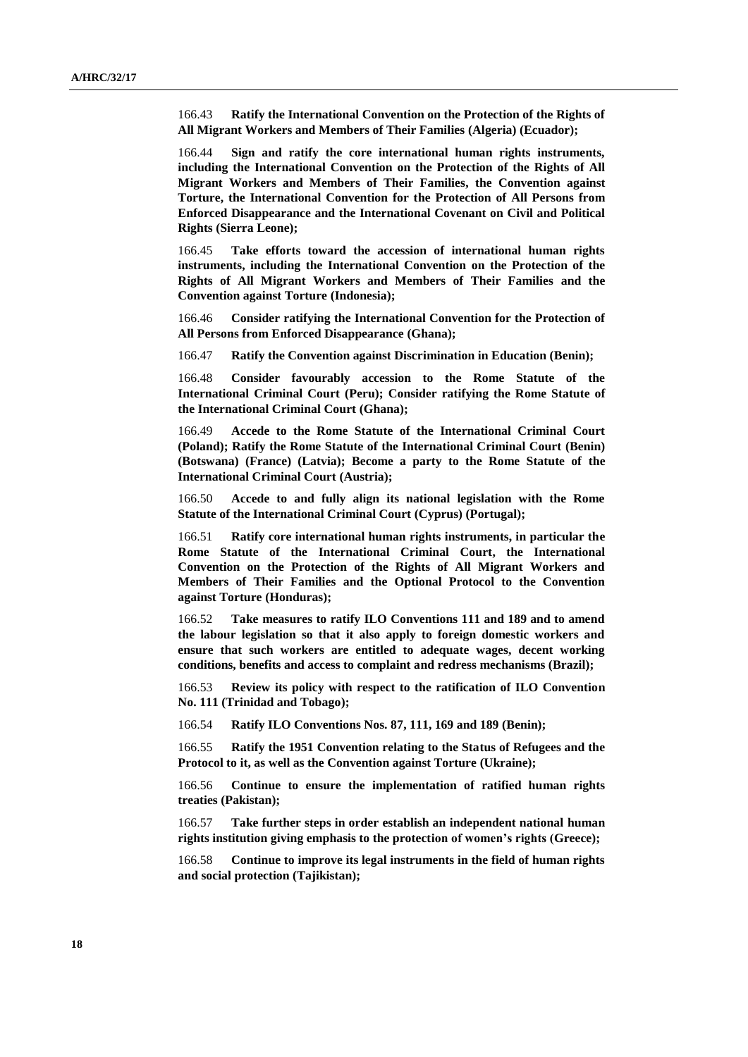166.43 **Ratify the International Convention on the Protection of the Rights of All Migrant Workers and Members of Their Families (Algeria) (Ecuador);**

166.44 **Sign and ratify the core international human rights instruments, including the International Convention on the Protection of the Rights of All Migrant Workers and Members of Their Families, the Convention against Torture, the International Convention for the Protection of All Persons from Enforced Disappearance and the International Covenant on Civil and Political Rights (Sierra Leone);**

166.45 **Take efforts toward the accession of international human rights instruments, including the International Convention on the Protection of the Rights of All Migrant Workers and Members of Their Families and the Convention against Torture (Indonesia);**

166.46 **Consider ratifying the International Convention for the Protection of All Persons from Enforced Disappearance (Ghana);**

166.47 **Ratify the Convention against Discrimination in Education (Benin);**

166.48 **Consider favourably accession to the Rome Statute of the International Criminal Court (Peru); Consider ratifying the Rome Statute of the International Criminal Court (Ghana);**

166.49 **Accede to the Rome Statute of the International Criminal Court (Poland); Ratify the Rome Statute of the International Criminal Court (Benin) (Botswana) (France) (Latvia); Become a party to the Rome Statute of the International Criminal Court (Austria);**

166.50 **Accede to and fully align its national legislation with the Rome Statute of the International Criminal Court (Cyprus) (Portugal);**

166.51 **Ratify core international human rights instruments, in particular the Rome Statute of the International Criminal Court, the International Convention on the Protection of the Rights of All Migrant Workers and Members of Their Families and the Optional Protocol to the Convention against Torture (Honduras);**

166.52 **Take measures to ratify ILO Conventions 111 and 189 and to amend the labour legislation so that it also apply to foreign domestic workers and ensure that such workers are entitled to adequate wages, decent working conditions, benefits and access to complaint and redress mechanisms (Brazil);**

166.53 **Review its policy with respect to the ratification of ILO Convention No. 111 (Trinidad and Tobago);**

166.54 **Ratify ILO Conventions Nos. 87, 111, 169 and 189 (Benin);**

166.55 **Ratify the 1951 Convention relating to the Status of Refugees and the Protocol to it, as well as the Convention against Torture (Ukraine);**

166.56 **Continue to ensure the implementation of ratified human rights treaties (Pakistan);**

166.57 **Take further steps in order establish an independent national human rights institution giving emphasis to the protection of women's rights (Greece);**

166.58 **Continue to improve its legal instruments in the field of human rights and social protection (Tajikistan);**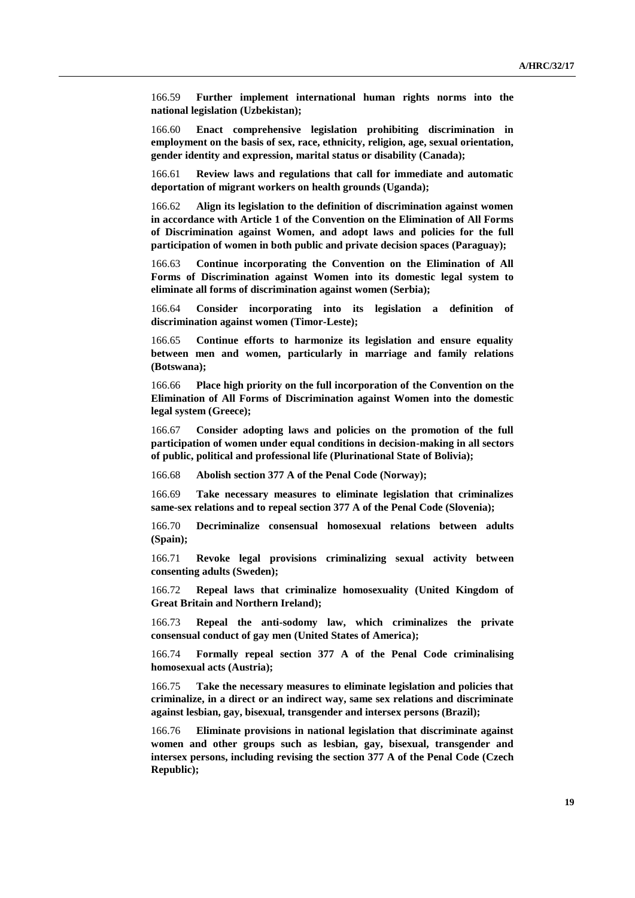166.59 **Further implement international human rights norms into the national legislation (Uzbekistan);**

166.60 **Enact comprehensive legislation prohibiting discrimination in employment on the basis of sex, race, ethnicity, religion, age, sexual orientation, gender identity and expression, marital status or disability (Canada);**

166.61 **Review laws and regulations that call for immediate and automatic deportation of migrant workers on health grounds (Uganda);**

166.62 **Align its legislation to the definition of discrimination against women in accordance with Article 1 of the Convention on the Elimination of All Forms of Discrimination against Women, and adopt laws and policies for the full participation of women in both public and private decision spaces (Paraguay);**

166.63 **Continue incorporating the Convention on the Elimination of All Forms of Discrimination against Women into its domestic legal system to eliminate all forms of discrimination against women (Serbia);**

166.64 **Consider incorporating into its legislation a definition of discrimination against women (Timor-Leste);**

166.65 **Continue efforts to harmonize its legislation and ensure equality between men and women, particularly in marriage and family relations (Botswana);**

166.66 **Place high priority on the full incorporation of the Convention on the Elimination of All Forms of Discrimination against Women into the domestic legal system (Greece);**

166.67 **Consider adopting laws and policies on the promotion of the full participation of women under equal conditions in decision-making in all sectors of public, political and professional life (Plurinational State of Bolivia);**

166.68 **Abolish section 377 A of the Penal Code (Norway);**

166.69 **Take necessary measures to eliminate legislation that criminalizes same-sex relations and to repeal section 377 A of the Penal Code (Slovenia);**

166.70 **Decriminalize consensual homosexual relations between adults (Spain);**

166.71 **Revoke legal provisions criminalizing sexual activity between consenting adults (Sweden);**

166.72 **Repeal laws that criminalize homosexuality (United Kingdom of Great Britain and Northern Ireland);**

166.73 **Repeal the anti-sodomy law, which criminalizes the private consensual conduct of gay men (United States of America);**

166.74 **Formally repeal section 377 A of the Penal Code criminalising homosexual acts (Austria);**

166.75 **Take the necessary measures to eliminate legislation and policies that criminalize, in a direct or an indirect way, same sex relations and discriminate against lesbian, gay, bisexual, transgender and intersex persons (Brazil);**

166.76 **Eliminate provisions in national legislation that discriminate against women and other groups such as lesbian, gay, bisexual, transgender and intersex persons, including revising the section 377 A of the Penal Code (Czech Republic);**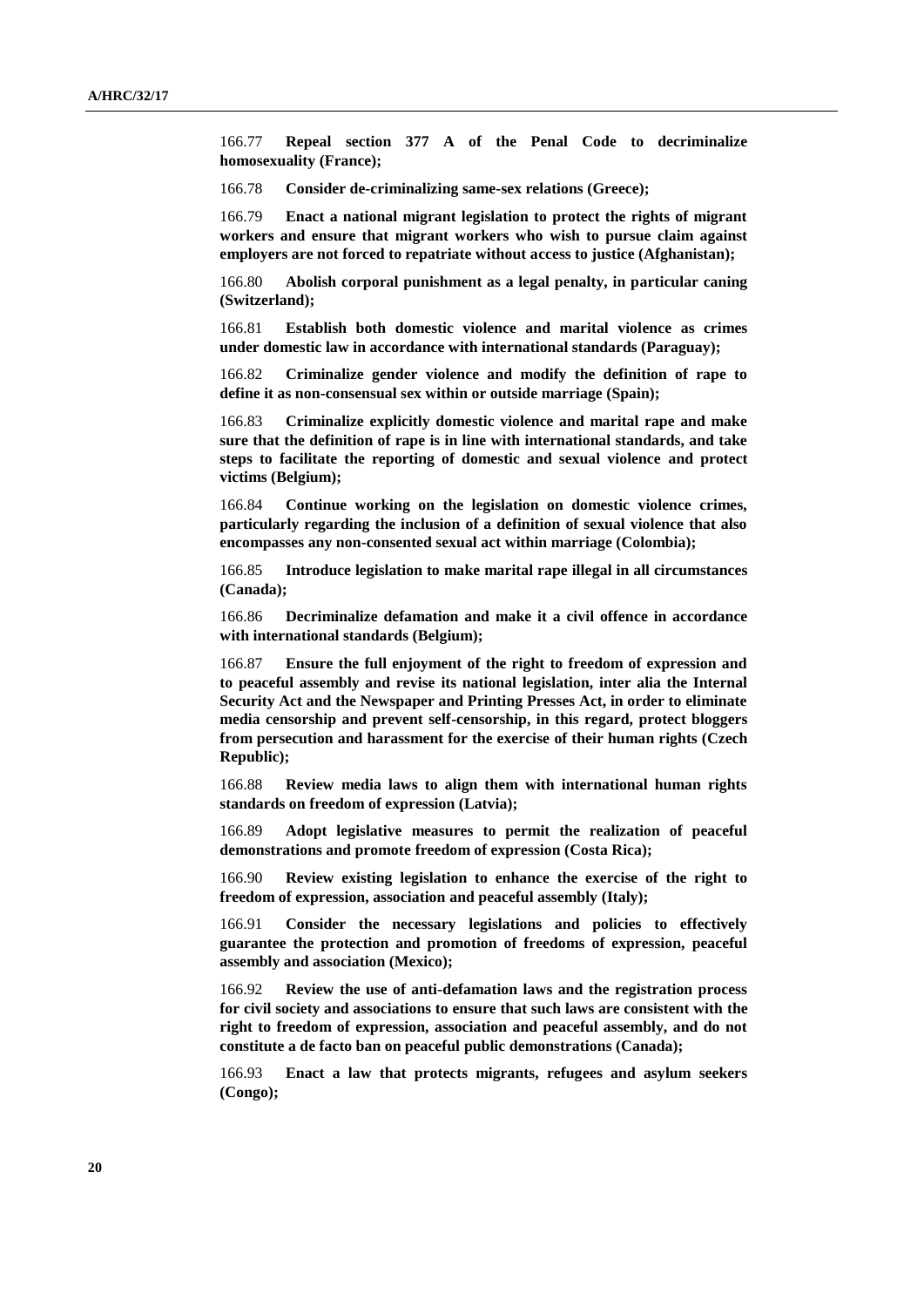166.77 **Repeal section 377 A of the Penal Code to decriminalize homosexuality (France);**

166.78 **Consider de-criminalizing same-sex relations (Greece);**

166.79 **Enact a national migrant legislation to protect the rights of migrant workers and ensure that migrant workers who wish to pursue claim against employers are not forced to repatriate without access to justice (Afghanistan);**

166.80 **Abolish corporal punishment as a legal penalty, in particular caning (Switzerland);**

166.81 **Establish both domestic violence and marital violence as crimes under domestic law in accordance with international standards (Paraguay);**

166.82 **Criminalize gender violence and modify the definition of rape to define it as non-consensual sex within or outside marriage (Spain);**

166.83 **Criminalize explicitly domestic violence and marital rape and make sure that the definition of rape is in line with international standards, and take steps to facilitate the reporting of domestic and sexual violence and protect victims (Belgium);**

166.84 **Continue working on the legislation on domestic violence crimes, particularly regarding the inclusion of a definition of sexual violence that also encompasses any non-consented sexual act within marriage (Colombia);**

166.85 **Introduce legislation to make marital rape illegal in all circumstances (Canada);**

166.86 **Decriminalize defamation and make it a civil offence in accordance with international standards (Belgium);**

166.87 **Ensure the full enjoyment of the right to freedom of expression and to peaceful assembly and revise its national legislation, inter alia the Internal Security Act and the Newspaper and Printing Presses Act, in order to eliminate media censorship and prevent self-censorship, in this regard, protect bloggers from persecution and harassment for the exercise of their human rights (Czech Republic);**

166.88 **Review media laws to align them with international human rights standards on freedom of expression (Latvia);**

166.89 **Adopt legislative measures to permit the realization of peaceful demonstrations and promote freedom of expression (Costa Rica);**

166.90 **Review existing legislation to enhance the exercise of the right to freedom of expression, association and peaceful assembly (Italy);**

166.91 **Consider the necessary legislations and policies to effectively guarantee the protection and promotion of freedoms of expression, peaceful assembly and association (Mexico);**

166.92 **Review the use of anti-defamation laws and the registration process for civil society and associations to ensure that such laws are consistent with the right to freedom of expression, association and peaceful assembly, and do not constitute a de facto ban on peaceful public demonstrations (Canada);**

166.93 **Enact a law that protects migrants, refugees and asylum seekers (Congo);**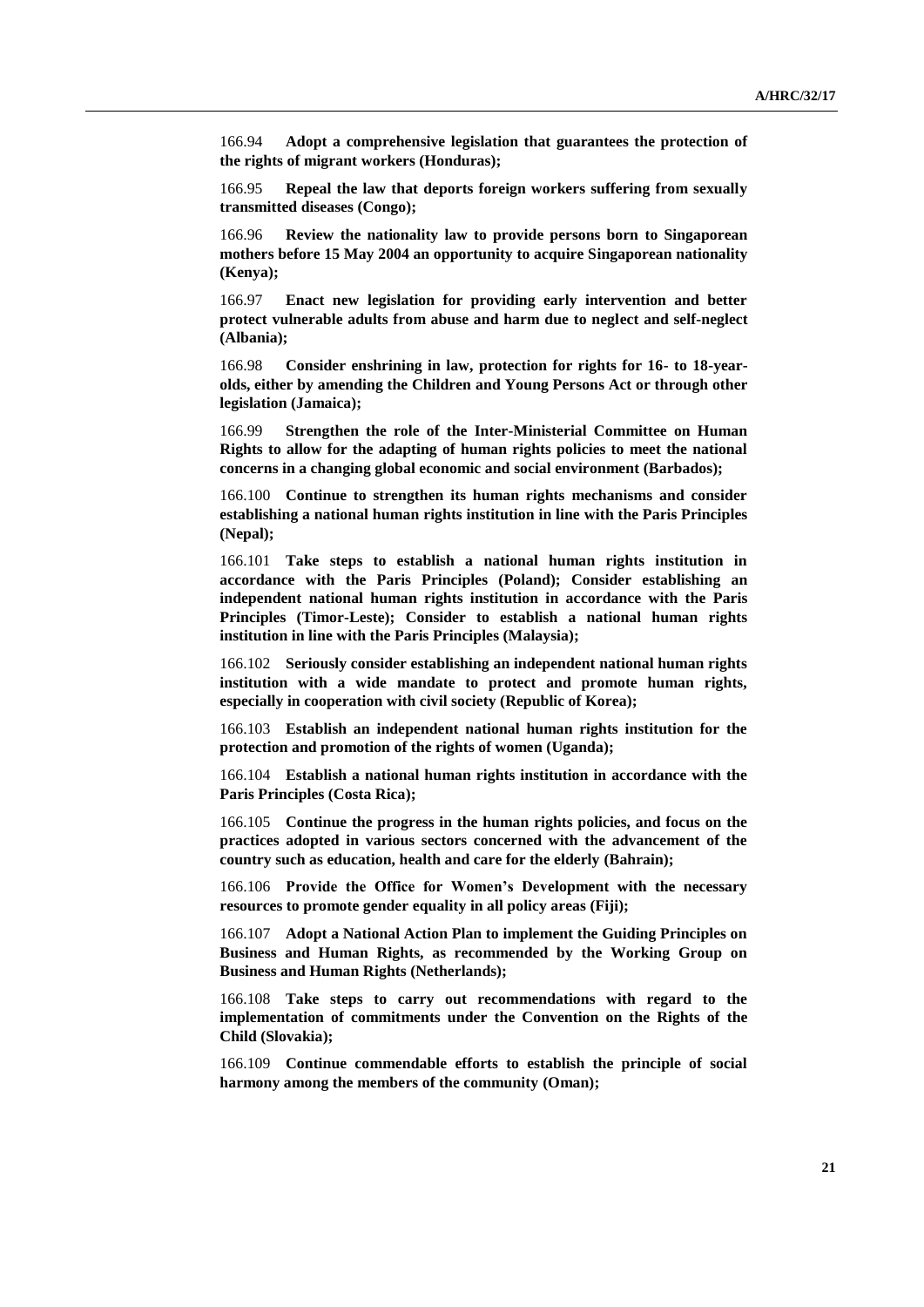166.94 **Adopt a comprehensive legislation that guarantees the protection of the rights of migrant workers (Honduras);**

166.95 **Repeal the law that deports foreign workers suffering from sexually transmitted diseases (Congo);**

166.96 **Review the nationality law to provide persons born to Singaporean mothers before 15 May 2004 an opportunity to acquire Singaporean nationality (Kenya);**

166.97 **Enact new legislation for providing early intervention and better protect vulnerable adults from abuse and harm due to neglect and self-neglect (Albania);**

166.98 **Consider enshrining in law, protection for rights for 16- to 18-year-olds, either by amending the Children and Young Persons Act or through other legislation (Jamaica);**

166.99 **Strengthen the role of the Inter-Ministerial Committee on Human Rights to allow for the adapting of human rights policies to meet the national concerns in a changing global economic and social environment (Barbados);**

166.100 **Continue to strengthen its human rights mechanisms and consider establishing a national human rights institution in line with the Paris Principles (Nepal);**

166.101 **Take steps to establish a national human rights institution in accordance with the Paris Principles (Poland); Consider establishing an independent national human rights institution in accordance with the Paris Principles (Timor-Leste); Consider to establish a national human rights institution in line with the Paris Principles (Malaysia);**

166.102 **Seriously consider establishing an independent national human rights institution with a wide mandate to protect and promote human rights, especially in cooperation with civil society (Republic of Korea);**

166.103 **Establish an independent national human rights institution for the protection and promotion of the rights of women (Uganda);**

166.104 **Establish a national human rights institution in accordance with the Paris Principles (Costa Rica);**

166.105 **Continue the progress in the human rights policies, and focus on the practices adopted in various sectors concerned with the advancement of the country such as education, health and care for the elderly (Bahrain);**

166.106 **Provide the Office for Women's Development with the necessary resources to promote gender equality in all policy areas (Fiji);**

166.107 **Adopt a National Action Plan to implement the Guiding Principles on Business and Human Rights, as recommended by the Working Group on Business and Human Rights (Netherlands);**

166.108 **Take steps to carry out recommendations with regard to the implementation of commitments under the Convention on the Rights of the Child (Slovakia);**

166.109 **Continue commendable efforts to establish the principle of social harmony among the members of the community (Oman);**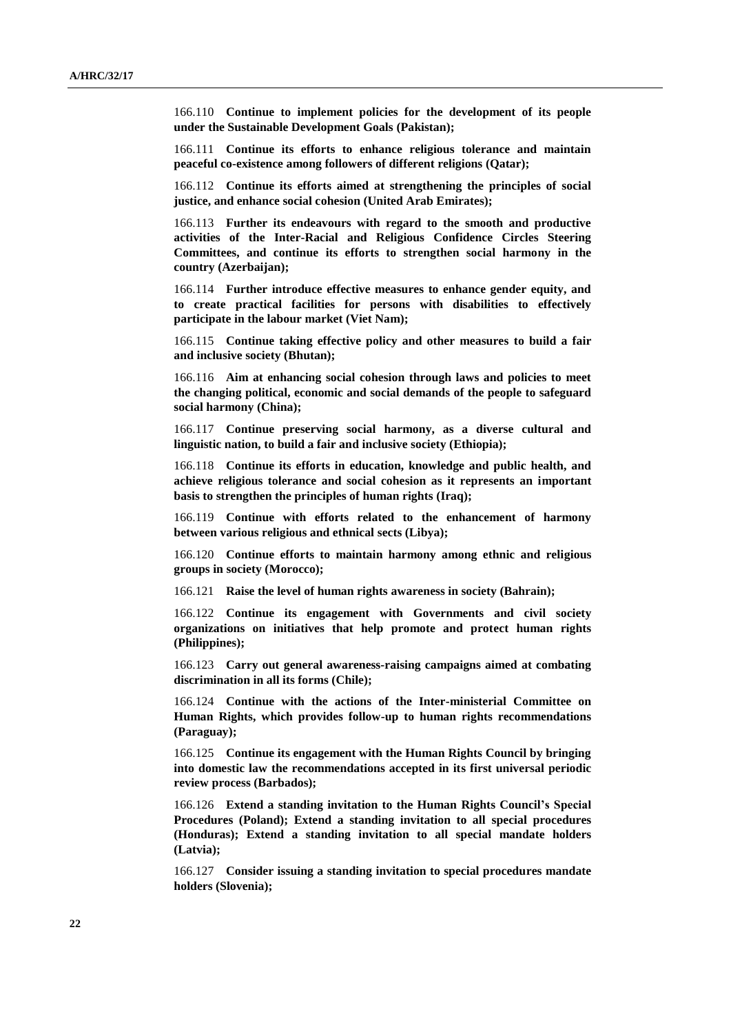166.110 **Continue to implement policies for the development of its people under the Sustainable Development Goals (Pakistan);**

166.111 **Continue its efforts to enhance religious tolerance and maintain peaceful co-existence among followers of different religions (Qatar);**

166.112 **Continue its efforts aimed at strengthening the principles of social justice, and enhance social cohesion (United Arab Emirates);**

166.113 **Further its endeavours with regard to the smooth and productive activities of the Inter-Racial and Religious Confidence Circles Steering Committees, and continue its efforts to strengthen social harmony in the country (Azerbaijan);**

166.114 **Further introduce effective measures to enhance gender equity, and to create practical facilities for persons with disabilities to effectively participate in the labour market (Viet Nam);**

166.115 **Continue taking effective policy and other measures to build a fair and inclusive society (Bhutan);**

166.116 **Aim at enhancing social cohesion through laws and policies to meet the changing political, economic and social demands of the people to safeguard social harmony (China);**

166.117 **Continue preserving social harmony, as a diverse cultural and linguistic nation, to build a fair and inclusive society (Ethiopia);**

166.118 **Continue its efforts in education, knowledge and public health, and achieve religious tolerance and social cohesion as it represents an important basis to strengthen the principles of human rights (Iraq);**

166.119 **Continue with efforts related to the enhancement of harmony between various religious and ethnical sects (Libya);**

166.120 **Continue efforts to maintain harmony among ethnic and religious groups in society (Morocco);**

166.121 **Raise the level of human rights awareness in society (Bahrain);**

166.122 **Continue its engagement with Governments and civil society organizations on initiatives that help promote and protect human rights (Philippines);**

166.123 **Carry out general awareness-raising campaigns aimed at combating discrimination in all its forms (Chile);**

166.124 **Continue with the actions of the Inter-ministerial Committee on Human Rights, which provides follow-up to human rights recommendations (Paraguay);**

166.125 **Continue its engagement with the Human Rights Council by bringing into domestic law the recommendations accepted in its first universal periodic review process (Barbados);**

166.126 **Extend a standing invitation to the Human Rights Council's Special Procedures (Poland); Extend a standing invitation to all special procedures (Honduras); Extend a standing invitation to all special mandate holders (Latvia);**

166.127 **Consider issuing a standing invitation to special procedures mandate holders (Slovenia);**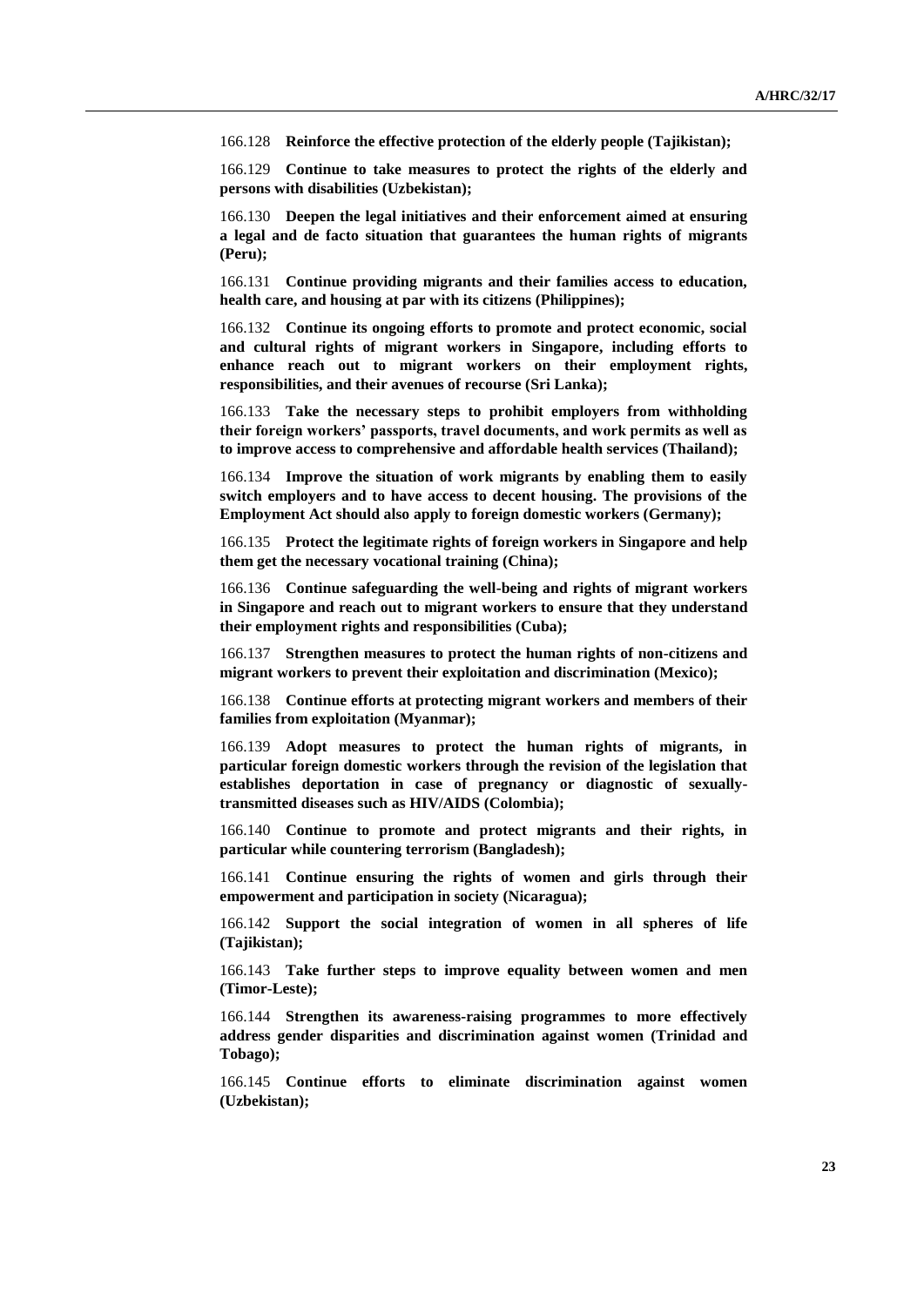166.128 **Reinforce the effective protection of the elderly people (Tajikistan);**

166.129 **Continue to take measures to protect the rights of the elderly and persons with disabilities (Uzbekistan);**

166.130 **Deepen the legal initiatives and their enforcement aimed at ensuring a legal and de facto situation that guarantees the human rights of migrants (Peru);**

166.131 **Continue providing migrants and their families access to education, health care, and housing at par with its citizens (Philippines);**

166.132 **Continue its ongoing efforts to promote and protect economic, social and cultural rights of migrant workers in Singapore, including efforts to enhance reach out to migrant workers on their employment rights, responsibilities, and their avenues of recourse (Sri Lanka);**

166.133 **Take the necessary steps to prohibit employers from withholding their foreign workers' passports, travel documents, and work permits as well as to improve access to comprehensive and affordable health services (Thailand);**

166.134 **Improve the situation of work migrants by enabling them to easily switch employers and to have access to decent housing. The provisions of the Employment Act should also apply to foreign domestic workers (Germany);**

166.135 **Protect the legitimate rights of foreign workers in Singapore and help them get the necessary vocational training (China);**

166.136 **Continue safeguarding the well-being and rights of migrant workers in Singapore and reach out to migrant workers to ensure that they understand their employment rights and responsibilities (Cuba);**

166.137 **Strengthen measures to protect the human rights of non-citizens and migrant workers to prevent their exploitation and discrimination (Mexico);**

166.138 **Continue efforts at protecting migrant workers and members of their families from exploitation (Myanmar);**

166.139 **Adopt measures to protect the human rights of migrants, in particular foreign domestic workers through the revision of the legislation that establishes deportation in case of pregnancy or diagnostic of sexually-transmitted diseases such as HIV/AIDS (Colombia);**

166.140 **Continue to promote and protect migrants and their rights, in particular while countering terrorism (Bangladesh);**

166.141 **Continue ensuring the rights of women and girls through their empowerment and participation in society (Nicaragua);**

166.142 **Support the social integration of women in all spheres of life (Tajikistan);**

166.143 **Take further steps to improve equality between women and men (Timor-Leste);**

166.144 **Strengthen its awareness-raising programmes to more effectively address gender disparities and discrimination against women (Trinidad and Tobago);**

166.145 **Continue efforts to eliminate discrimination against women (Uzbekistan);**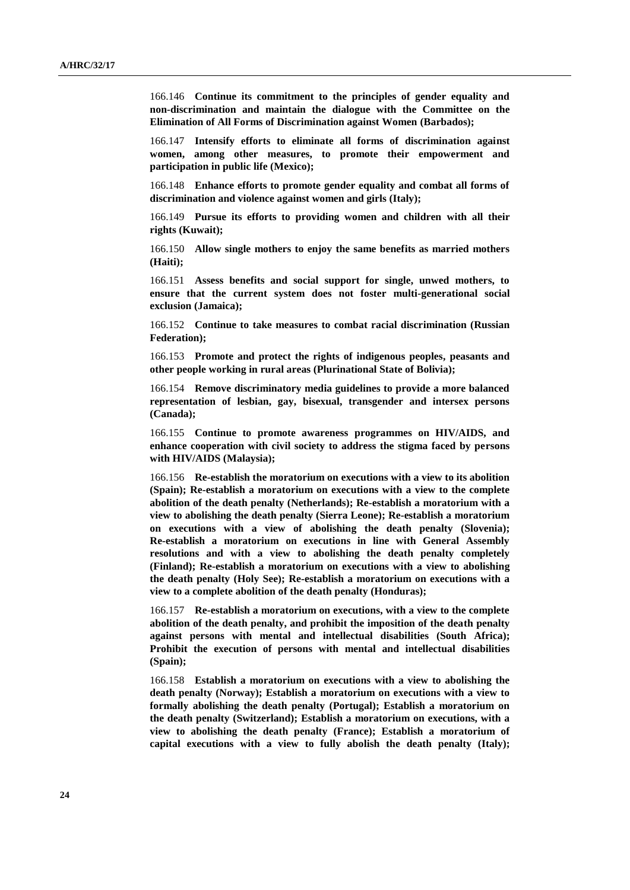166.146 **Continue its commitment to the principles of gender equality and non-discrimination and maintain the dialogue with the Committee on the Elimination of All Forms of Discrimination against Women (Barbados);**

166.147 **Intensify efforts to eliminate all forms of discrimination against women, among other measures, to promote their empowerment and participation in public life (Mexico);**

166.148 **Enhance efforts to promote gender equality and combat all forms of discrimination and violence against women and girls (Italy);**

166.149 **Pursue its efforts to providing women and children with all their rights (Kuwait);**

166.150 **Allow single mothers to enjoy the same benefits as married mothers (Haiti);**

166.151 **Assess benefits and social support for single, unwed mothers, to ensure that the current system does not foster multi-generational social exclusion (Jamaica);**

166.152 **Continue to take measures to combat racial discrimination (Russian Federation);**

166.153 **Promote and protect the rights of indigenous peoples, peasants and other people working in rural areas (Plurinational State of Bolivia);**

166.154 **Remove discriminatory media guidelines to provide a more balanced representation of lesbian, gay, bisexual, transgender and intersex persons (Canada);**

166.155 **Continue to promote awareness programmes on HIV/AIDS, and enhance cooperation with civil society to address the stigma faced by persons with HIV/AIDS (Malaysia);**

166.156 **Re-establish the moratorium on executions with a view to its abolition (Spain); Re-establish a moratorium on executions with a view to the complete abolition of the death penalty (Netherlands); Re-establish a moratorium with a view to abolishing the death penalty (Sierra Leone); Re-establish a moratorium on executions with a view of abolishing the death penalty (Slovenia); Re-establish a moratorium on executions in line with General Assembly resolutions and with a view to abolishing the death penalty completely (Finland); Re-establish a moratorium on executions with a view to abolishing the death penalty (Holy See); Re-establish a moratorium on executions with a view to a complete abolition of the death penalty (Honduras);**

166.157 **Re-establish a moratorium on executions, with a view to the complete abolition of the death penalty, and prohibit the imposition of the death penalty against persons with mental and intellectual disabilities (South Africa); Prohibit the execution of persons with mental and intellectual disabilities (Spain);**

166.158 **Establish a moratorium on executions with a view to abolishing the death penalty (Norway); Establish a moratorium on executions with a view to formally abolishing the death penalty (Portugal); Establish a moratorium on the death penalty (Switzerland); Establish a moratorium on executions, with a view to abolishing the death penalty (France); Establish a moratorium of capital executions with a view to fully abolish the death penalty (Italy);**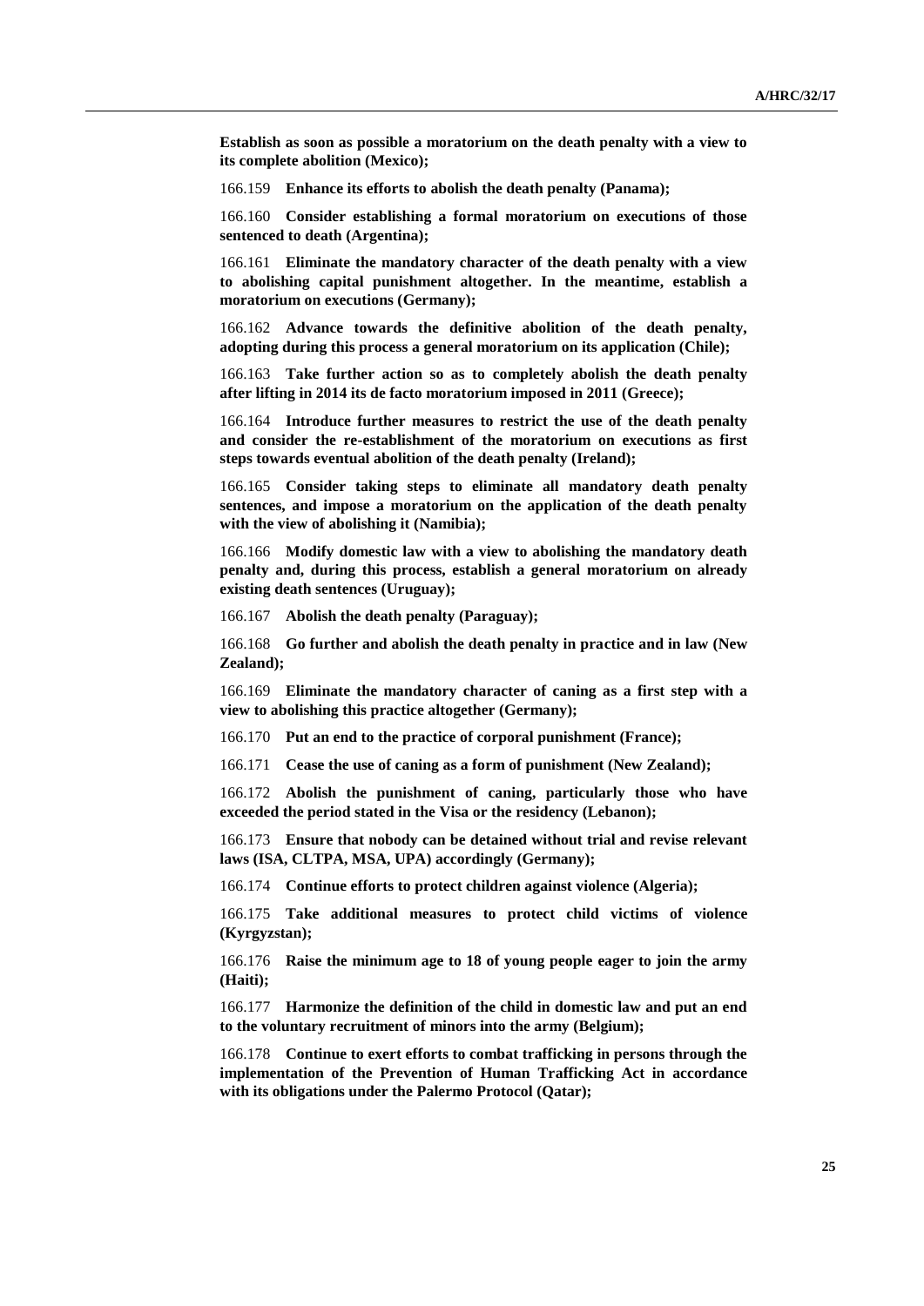**Establish as soon as possible a moratorium on the death penalty with a view to its complete abolition (Mexico);**

166.159 **Enhance its efforts to abolish the death penalty (Panama);**

166.160 **Consider establishing a formal moratorium on executions of those sentenced to death (Argentina);**

166.161 **Eliminate the mandatory character of the death penalty with a view to abolishing capital punishment altogether. In the meantime, establish a moratorium on executions (Germany);**

166.162 **Advance towards the definitive abolition of the death penalty, adopting during this process a general moratorium on its application (Chile);**

166.163 **Take further action so as to completely abolish the death penalty after lifting in 2014 its de facto moratorium imposed in 2011 (Greece);**

166.164 **Introduce further measures to restrict the use of the death penalty and consider the re-establishment of the moratorium on executions as first steps towards eventual abolition of the death penalty (Ireland);**

166.165 **Consider taking steps to eliminate all mandatory death penalty sentences, and impose a moratorium on the application of the death penalty with the view of abolishing it (Namibia);**

166.166 **Modify domestic law with a view to abolishing the mandatory death penalty and, during this process, establish a general moratorium on already existing death sentences (Uruguay);**

166.167 **Abolish the death penalty (Paraguay);**

166.168 **Go further and abolish the death penalty in practice and in law (New Zealand);**

166.169 **Eliminate the mandatory character of caning as a first step with a view to abolishing this practice altogether (Germany);**

166.170 **Put an end to the practice of corporal punishment (France);**

166.171 **Cease the use of caning as a form of punishment (New Zealand);**

166.172 **Abolish the punishment of caning, particularly those who have exceeded the period stated in the Visa or the residency (Lebanon);**

166.173 **Ensure that nobody can be detained without trial and revise relevant laws (ISA, CLTPA, MSA, UPA) accordingly (Germany);**

166.174 **Continue efforts to protect children against violence (Algeria);**

166.175 **Take additional measures to protect child victims of violence (Kyrgyzstan);**

166.176 **Raise the minimum age to 18 of young people eager to join the army (Haiti);**

166.177 **Harmonize the definition of the child in domestic law and put an end to the voluntary recruitment of minors into the army (Belgium);**

166.178 **Continue to exert efforts to combat trafficking in persons through the implementation of the Prevention of Human Trafficking Act in accordance with its obligations under the Palermo Protocol (Qatar);**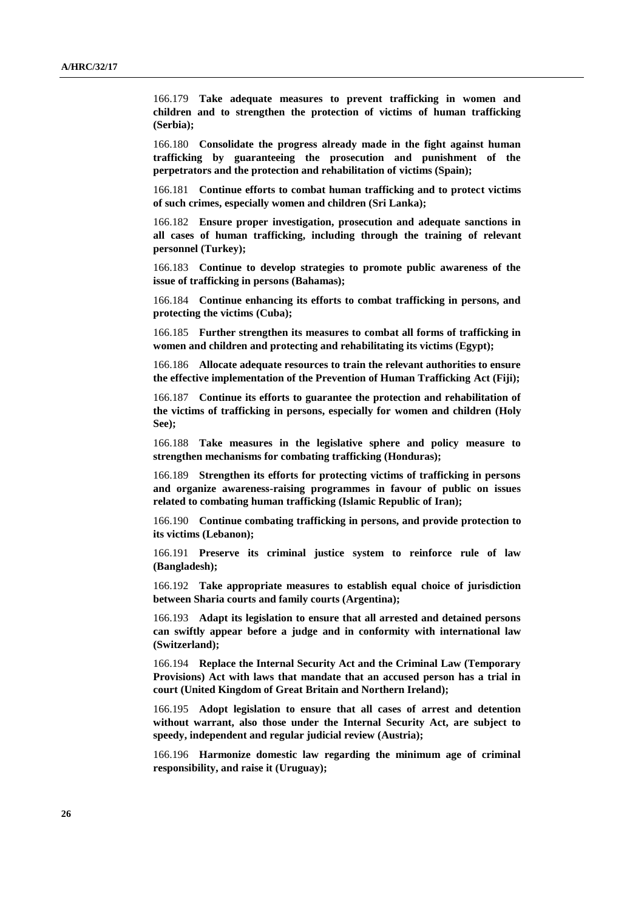166.179 **Take adequate measures to prevent trafficking in women and children and to strengthen the protection of victims of human trafficking (Serbia);**

166.180 **Consolidate the progress already made in the fight against human trafficking by guaranteeing the prosecution and punishment of the perpetrators and the protection and rehabilitation of victims (Spain);**

166.181 **Continue efforts to combat human trafficking and to protect victims of such crimes, especially women and children (Sri Lanka);**

166.182 **Ensure proper investigation, prosecution and adequate sanctions in all cases of human trafficking, including through the training of relevant personnel (Turkey);**

166.183 **Continue to develop strategies to promote public awareness of the issue of trafficking in persons (Bahamas);**

166.184 **Continue enhancing its efforts to combat trafficking in persons, and protecting the victims (Cuba);**

166.185 **Further strengthen its measures to combat all forms of trafficking in women and children and protecting and rehabilitating its victims (Egypt);**

166.186 **Allocate adequate resources to train the relevant authorities to ensure the effective implementation of the Prevention of Human Trafficking Act (Fiji);**

166.187 **Continue its efforts to guarantee the protection and rehabilitation of the victims of trafficking in persons, especially for women and children (Holy See);**

166.188 **Take measures in the legislative sphere and policy measure to strengthen mechanisms for combating trafficking (Honduras);**

166.189 **Strengthen its efforts for protecting victims of trafficking in persons and organize awareness-raising programmes in favour of public on issues related to combating human trafficking (Islamic Republic of Iran);**

166.190 **Continue combating trafficking in persons, and provide protection to its victims (Lebanon);**

166.191 **Preserve its criminal justice system to reinforce rule of law (Bangladesh);**

166.192 **Take appropriate measures to establish equal choice of jurisdiction between Sharia courts and family courts (Argentina);**

166.193 **Adapt its legislation to ensure that all arrested and detained persons can swiftly appear before a judge and in conformity with international law (Switzerland);**

166.194 **Replace the Internal Security Act and the Criminal Law (Temporary Provisions) Act with laws that mandate that an accused person has a trial in court (United Kingdom of Great Britain and Northern Ireland);**

166.195 **Adopt legislation to ensure that all cases of arrest and detention without warrant, also those under the Internal Security Act, are subject to speedy, independent and regular judicial review (Austria);**

166.196 **Harmonize domestic law regarding the minimum age of criminal responsibility, and raise it (Uruguay);**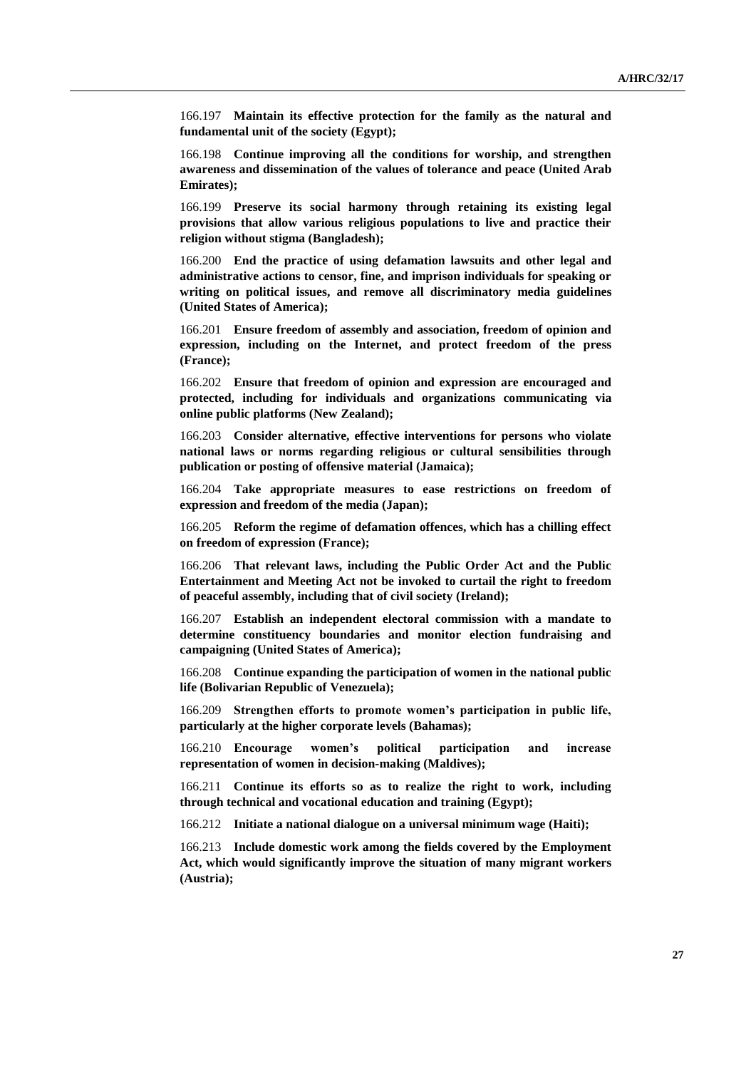166.197 **Maintain its effective protection for the family as the natural and fundamental unit of the society (Egypt);**

166.198 **Continue improving all the conditions for worship, and strengthen awareness and dissemination of the values of tolerance and peace (United Arab Emirates);**

166.199 **Preserve its social harmony through retaining its existing legal provisions that allow various religious populations to live and practice their religion without stigma (Bangladesh);**

166.200 **End the practice of using defamation lawsuits and other legal and administrative actions to censor, fine, and imprison individuals for speaking or writing on political issues, and remove all discriminatory media guidelines (United States of America);**

166.201 **Ensure freedom of assembly and association, freedom of opinion and expression, including on the Internet, and protect freedom of the press (France);**

166.202 **Ensure that freedom of opinion and expression are encouraged and protected, including for individuals and organizations communicating via online public platforms (New Zealand);**

166.203 **Consider alternative, effective interventions for persons who violate national laws or norms regarding religious or cultural sensibilities through publication or posting of offensive material (Jamaica);**

166.204 **Take appropriate measures to ease restrictions on freedom of expression and freedom of the media (Japan);**

166.205 **Reform the regime of defamation offences, which has a chilling effect on freedom of expression (France);**

166.206 **That relevant laws, including the Public Order Act and the Public Entertainment and Meeting Act not be invoked to curtail the right to freedom of peaceful assembly, including that of civil society (Ireland);**

166.207 **Establish an independent electoral commission with a mandate to determine constituency boundaries and monitor election fundraising and campaigning (United States of America);**

166.208 **Continue expanding the participation of women in the national public life (Bolivarian Republic of Venezuela);**

166.209 **Strengthen efforts to promote women's participation in public life, particularly at the higher corporate levels (Bahamas);**

166.210 **Encourage women's political participation and increase representation of women in decision-making (Maldives);**

166.211 **Continue its efforts so as to realize the right to work, including through technical and vocational education and training (Egypt);**

166.212 **Initiate a national dialogue on a universal minimum wage (Haiti);**

166.213 **Include domestic work among the fields covered by the Employment Act, which would significantly improve the situation of many migrant workers (Austria);**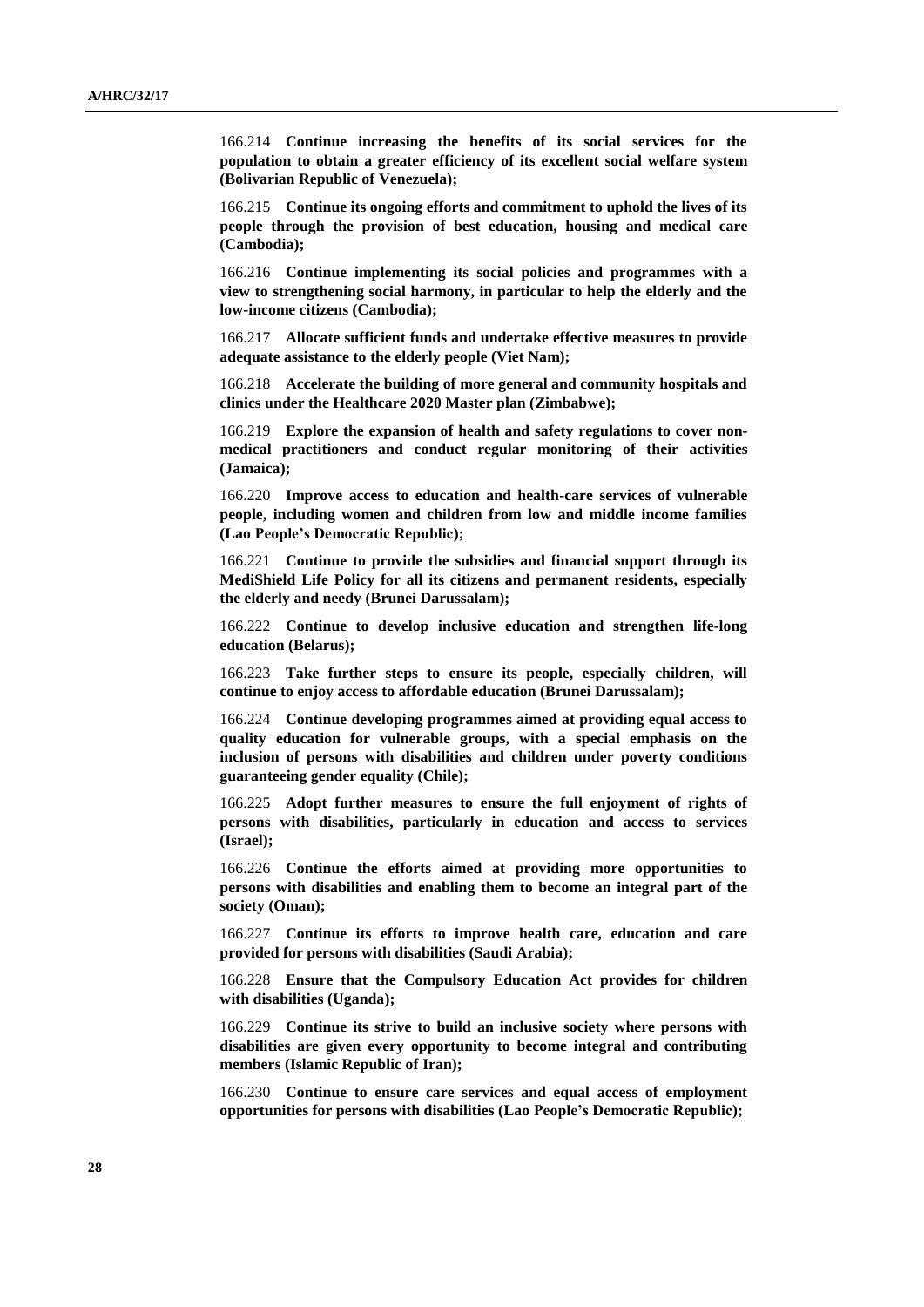166.214 **Continue increasing the benefits of its social services for the population to obtain a greater efficiency of its excellent social welfare system (Bolivarian Republic of Venezuela);**

166.215 **Continue its ongoing efforts and commitment to uphold the lives of its people through the provision of best education, housing and medical care (Cambodia);**

166.216 **Continue implementing its social policies and programmes with a view to strengthening social harmony, in particular to help the elderly and the low-income citizens (Cambodia);**

166.217 **Allocate sufficient funds and undertake effective measures to provide adequate assistance to the elderly people (Viet Nam);**

166.218 **Accelerate the building of more general and community hospitals and clinics under the Healthcare 2020 Master plan (Zimbabwe);**

166.219 **Explore the expansion of health and safety regulations to cover non-medical practitioners and conduct regular monitoring of their activities (Jamaica);**

166.220 **Improve access to education and health-care services of vulnerable people, including women and children from low and middle income families (Lao People's Democratic Republic);**

166.221 **Continue to provide the subsidies and financial support through its MediShield Life Policy for all its citizens and permanent residents, especially the elderly and needy (Brunei Darussalam);**

166.222 **Continue to develop inclusive education and strengthen life-long education (Belarus);**

166.223 **Take further steps to ensure its people, especially children, will continue to enjoy access to affordable education (Brunei Darussalam);**

166.224 **Continue developing programmes aimed at providing equal access to quality education for vulnerable groups, with a special emphasis on the inclusion of persons with disabilities and children under poverty conditions guaranteeing gender equality (Chile);**

166.225 **Adopt further measures to ensure the full enjoyment of rights of persons with disabilities, particularly in education and access to services (Israel);**

166.226 **Continue the efforts aimed at providing more opportunities to persons with disabilities and enabling them to become an integral part of the society (Oman);**

166.227 **Continue its efforts to improve health care, education and care provided for persons with disabilities (Saudi Arabia);**

166.228 **Ensure that the Compulsory Education Act provides for children with disabilities (Uganda);**

166.229 **Continue its strive to build an inclusive society where persons with disabilities are given every opportunity to become integral and contributing members (Islamic Republic of Iran);**

166.230 **Continue to ensure care services and equal access of employment opportunities for persons with disabilities (Lao People's Democratic Republic);**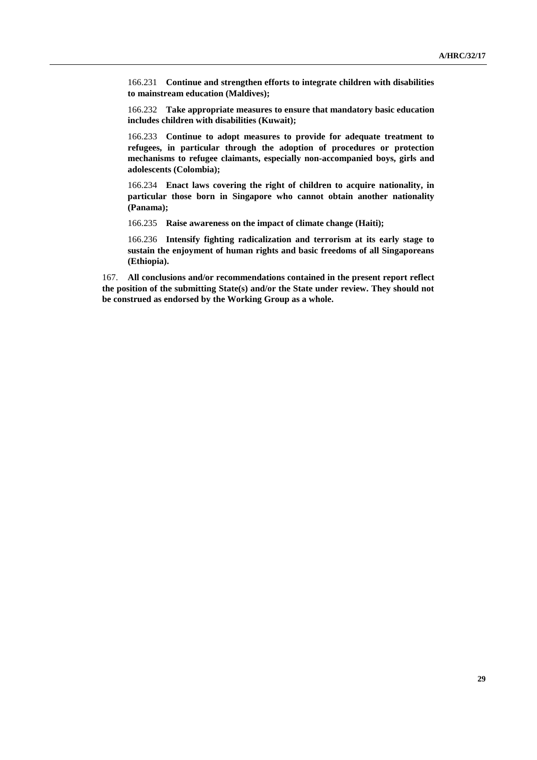166.231 **Continue and strengthen efforts to integrate children with disabilities to mainstream education (Maldives);**

166.232 **Take appropriate measures to ensure that mandatory basic education includes children with disabilities (Kuwait);**

166.233 **Continue to adopt measures to provide for adequate treatment to refugees, in particular through the adoption of procedures or protection mechanisms to refugee claimants, especially non-accompanied boys, girls and adolescents (Colombia);**

166.234 **Enact laws covering the right of children to acquire nationality, in particular those born in Singapore who cannot obtain another nationality (Panama);**

166.235 **Raise awareness on the impact of climate change (Haiti);**

166.236 **Intensify fighting radicalization and terrorism at its early stage to sustain the enjoyment of human rights and basic freedoms of all Singaporeans (Ethiopia).**

167. **All conclusions and/or recommendations contained in the present report reflect the position of the submitting State(s) and/or the State under review. They should not be construed as endorsed by the Working Group as a whole.**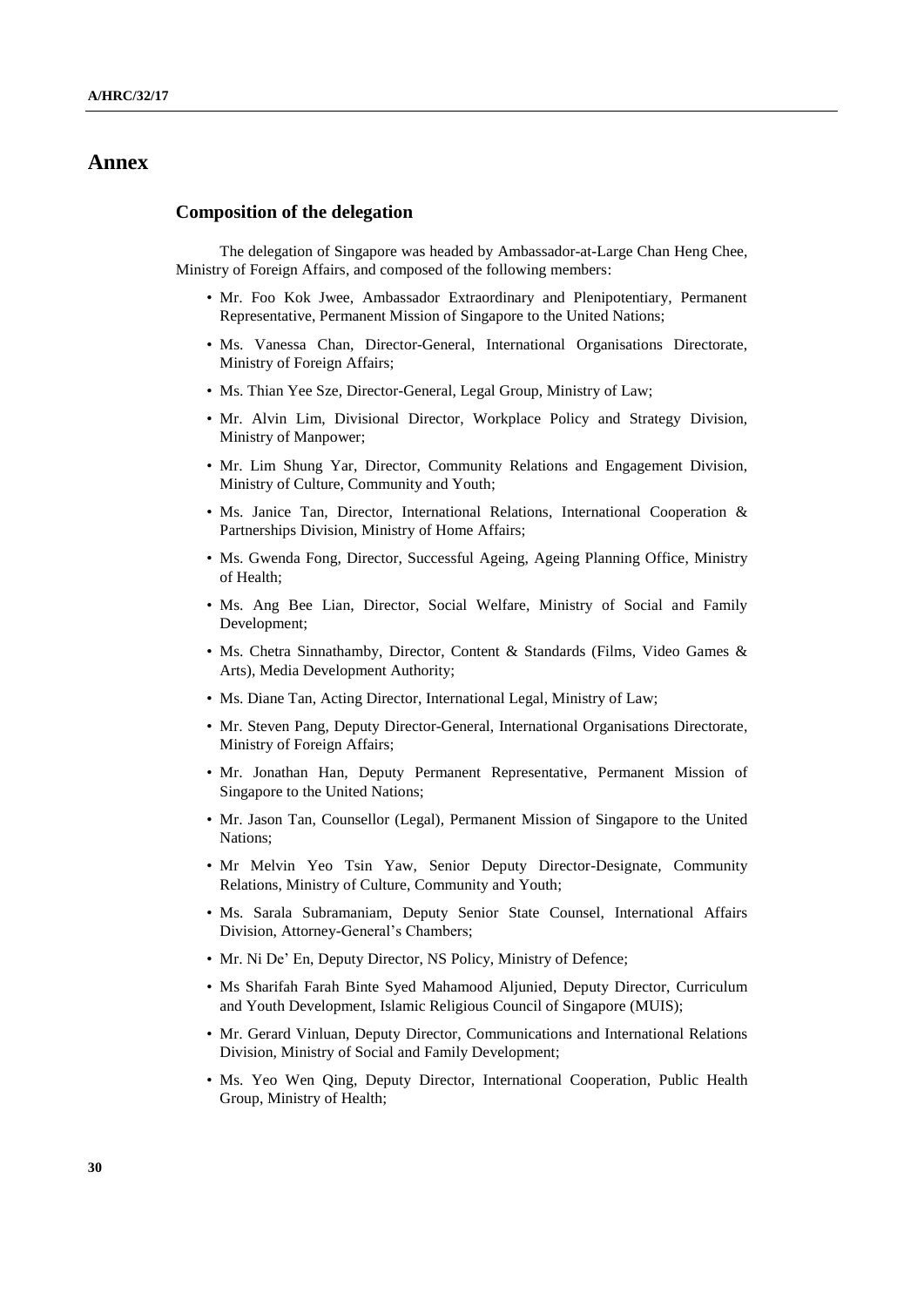# Annex

## Composition of the delegation

The delegation of Singapore was headed by Ambassador-at-Large Chan Heng Chee, Ministry of Foreign Affairs, and composed of the following members:

- Mr. Foo Kok Jwee, Ambassador Extraordinary and Plenipotentiary, Permanent Representative, Permanent Mission of Singapore to the United Nations;
- Ms. Vanessa Chan, Director-General, International Organisations Directorate, Ministry of Foreign Affairs;
- Ms. Thian Yee Sze, Director-General, Legal Group, Ministry of Law;
- Mr. Alvin Lim, Divisional Director, Workplace Policy and Strategy Division, Ministry of Manpower;
- Mr. Lim Shung Yar, Director, Community Relations and Engagement Division, Ministry of Culture, Community and Youth;
- Ms. Janice Tan, Director, International Relations, International Cooperation & Partnerships Division, Ministry of Home Affairs;
- Ms. Gwenda Fong, Director, Successful Ageing, Ageing Planning Office, Ministry of Health;
- Ms. Ang Bee Lian, Director, Social Welfare, Ministry of Social and Family Development;
- Ms. Chetra Sinnathamby, Director, Content & Standards (Films, Video Games & Arts), Media Development Authority;
- Ms. Diane Tan, Acting Director, International Legal, Ministry of Law;
- Mr. Steven Pang, Deputy Director-General, International Organisations Directorate, Ministry of Foreign Affairs;
- Mr. Jonathan Han, Deputy Permanent Representative, Permanent Mission of Singapore to the United Nations;
- Mr. Jason Tan, Counsellor (Legal), Permanent Mission of Singapore to the United Nations;
- Mr Melvin Yeo Tsin Yaw, Senior Deputy Director-Designate, Community Relations, Ministry of Culture, Community and Youth;
- Ms. Sarala Subramaniam, Deputy Senior State Counsel, International Affairs Division, Attorney-General's Chambers;
- Mr. Ni De' En, Deputy Director, NS Policy, Ministry of Defence;
- Ms Sharifah Farah Binte Syed Mahamood Aljunied, Deputy Director, Curriculum and Youth Development, Islamic Religious Council of Singapore (MUIS);
- Mr. Gerard Vinluan, Deputy Director, Communications and International Relations Division, Ministry of Social and Family Development;
- Ms. Yeo Wen Qing, Deputy Director, International Cooperation, Public Health Group, Ministry of Health;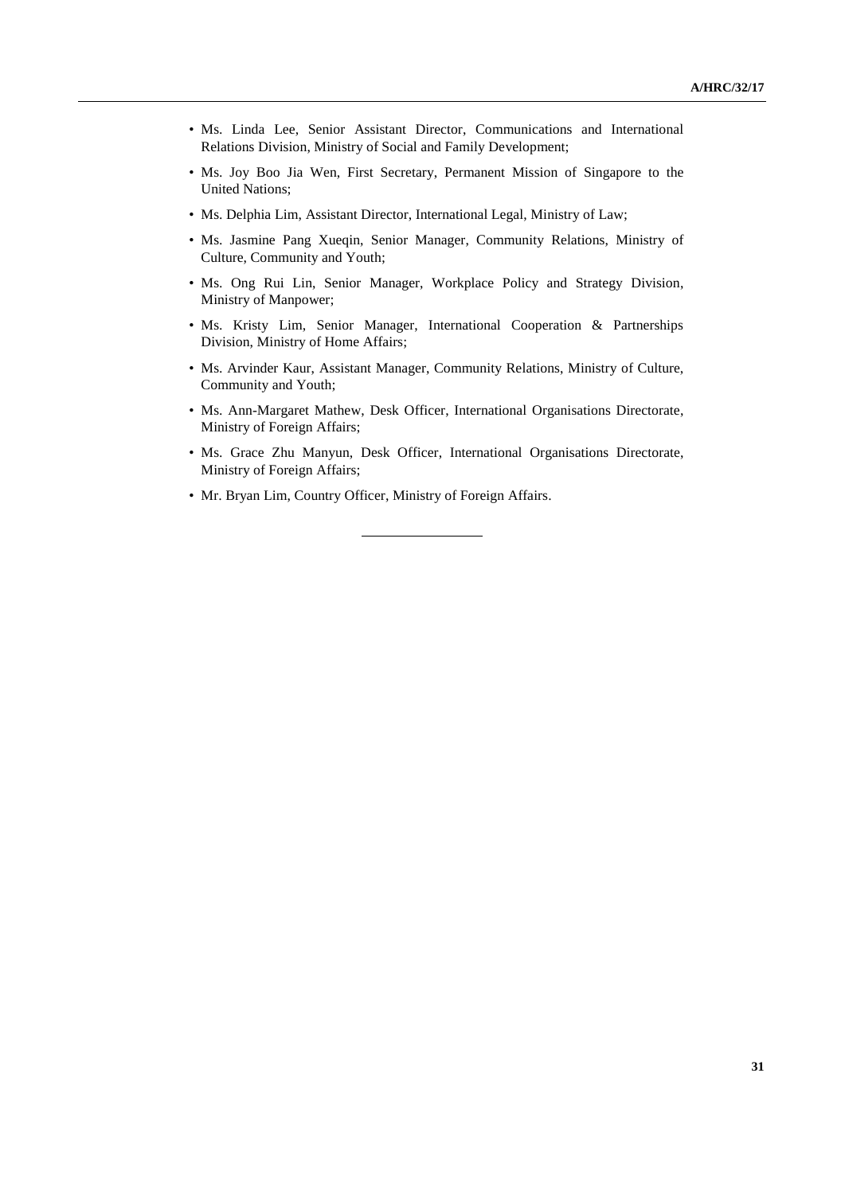- Ms. Linda Lee, Senior Assistant Director, Communications and International Relations Division, Ministry of Social and Family Development;
- Ms. Joy Boo Jia Wen, First Secretary, Permanent Mission of Singapore to the United Nations;
- Ms. Delphia Lim, Assistant Director, International Legal, Ministry of Law;
- Ms. Jasmine Pang Xueqin, Senior Manager, Community Relations, Ministry of Culture, Community and Youth;
- Ms. Ong Rui Lin, Senior Manager, Workplace Policy and Strategy Division, Ministry of Manpower;
- Ms. Kristy Lim, Senior Manager, International Cooperation & Partnerships Division, Ministry of Home Affairs;
- Ms. Arvinder Kaur, Assistant Manager, Community Relations, Ministry of Culture, Community and Youth;
- Ms. Ann-Margaret Mathew, Desk Officer, International Organisations Directorate, Ministry of Foreign Affairs;
- Ms. Grace Zhu Manyun, Desk Officer, International Organisations Directorate, Ministry of Foreign Affairs;
- Mr. Bryan Lim, Country Officer, Ministry of Foreign Affairs.